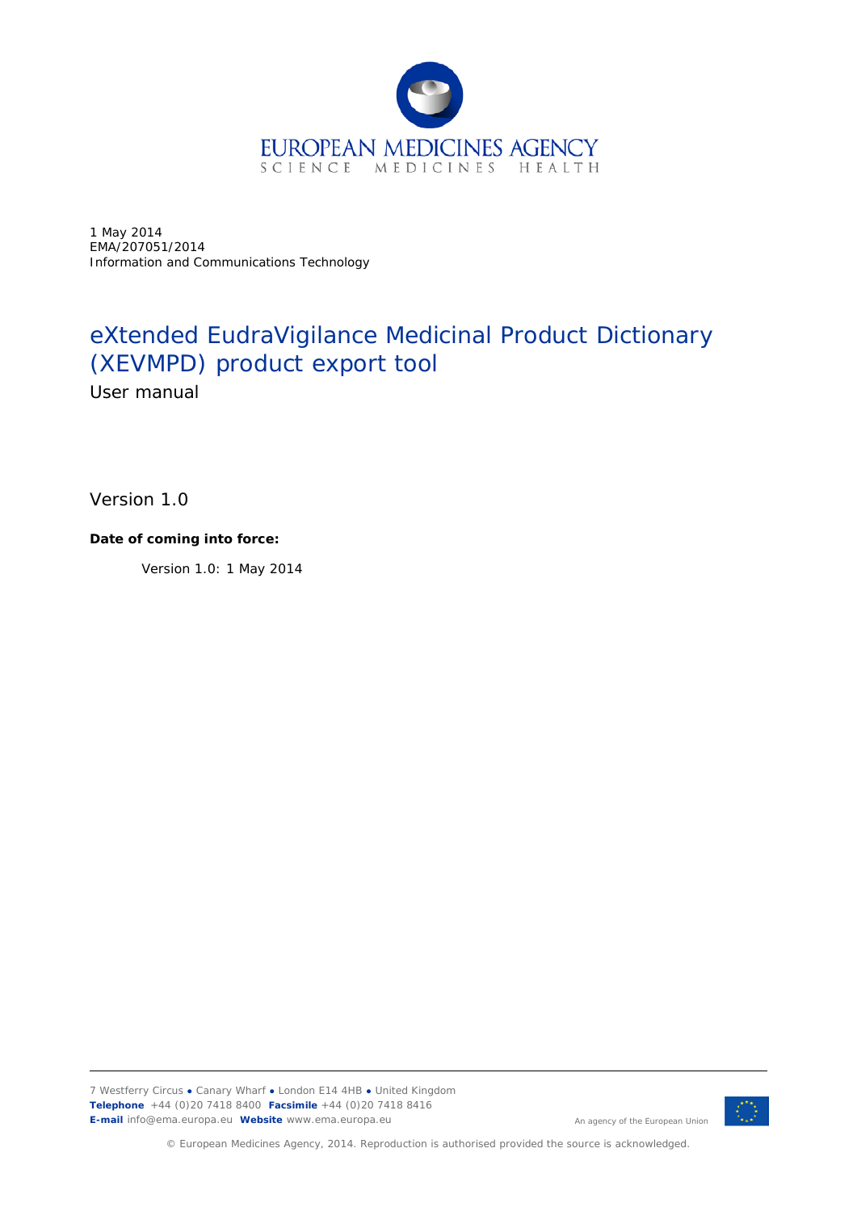1 May 2014
EMA/207051/2014
Information and Communications Technology

# eXtended EudraVigilance Medicinal Product Dictionary (XEVMPD) product export tool

User manual

Version 1.0

**Date of coming into force:**

Version 1.0: 1 May 2014

7 Westferry Circus ● Canary Wharf ● London E14 4HB ● United Kingdom
**Telephone** +44 (0)20 7418 8400 **Facsimile** +44 (0)20 7418 8416
**E-mail** info@ema.europa.eu **Website** www.ema.europa.eu

An agency of the European Union

© European Medicines Agency, 2014. Reproduction is authorised provided the source is acknowledged.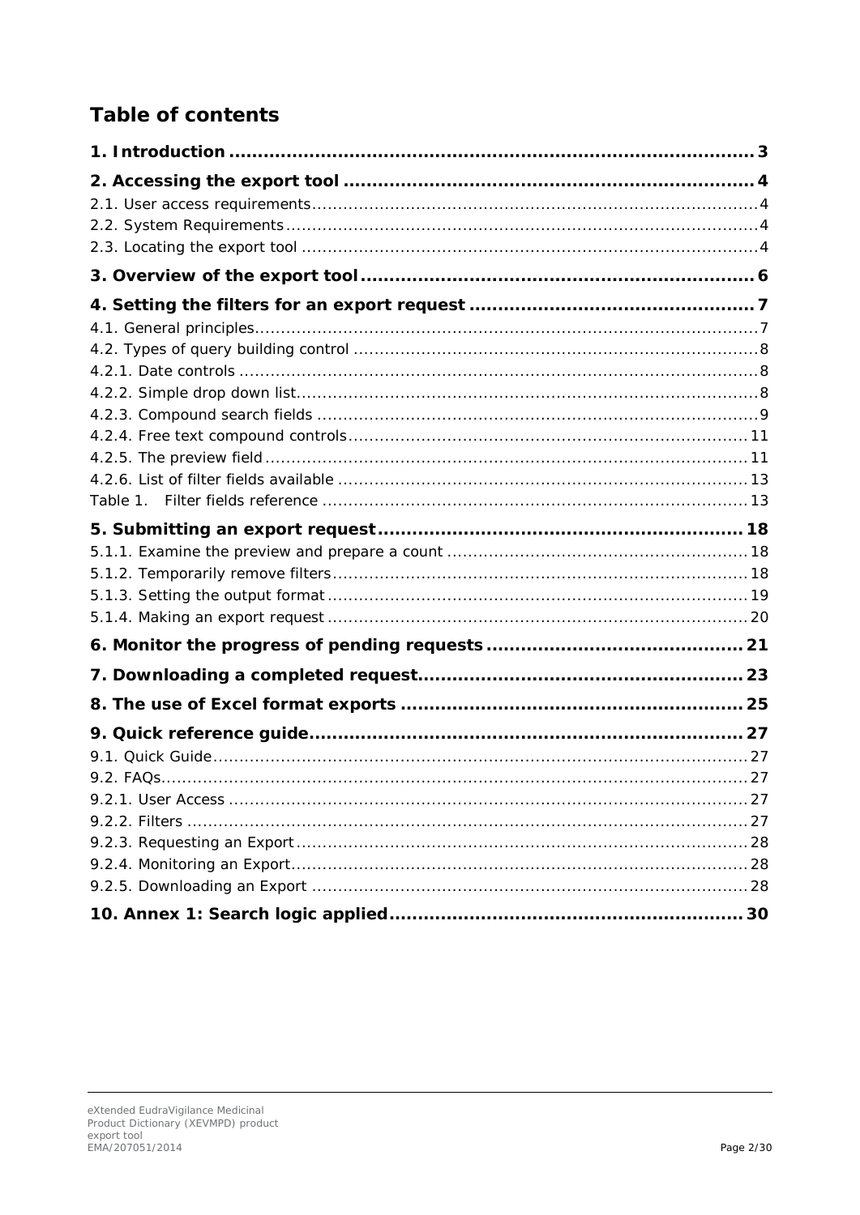# Table of contents

**1. Introduction ........................................................................................... 3**

**2. Accessing the export tool ...................................................................... 4**

2.1. User access requirements ..................................................................................... 4

2.2. System Requirements ........................................................................................... 4

2.3. Locating the export tool ........................................................................................ 4

**3. Overview of the export tool .................................................................... 6**

**4. Setting the filters for an export request ................................................. 7**

4.1. General principles ................................................................................................ 7

4.2. Types of query building control ............................................................................. 8

4.2.1. Date controls ..................................................................................................... 8

4.2.2. Simple drop down list ......................................................................................... 8

4.2.3. Compound search fields ..................................................................................... 9

4.2.4. Free text compound controls ............................................................................ 11

4.2.5. The preview field ............................................................................................. 11

4.2.6. List of filter fields available .............................................................................. 13

Table 1. Filter fields reference ................................................................................. 13

**5. Submitting an export request ............................................................... 18**

5.1.1. Examine the preview and prepare a count ......................................................... 18

5.1.2. Temporarily remove filters ............................................................................... 18

5.1.3. Setting the output format ................................................................................ 19

5.1.4. Making an export request ................................................................................ 20

**6. Monitor the progress of pending requests ............................................ 21**

**7. Downloading a completed request ........................................................ 23**

**8. The use of Excel format exports ........................................................... 25**

**9. Quick reference guide .......................................................................... 27**

9.1. Quick Guide ...................................................................................................... 27

9.2. FAQs ................................................................................................................ 27

9.2.1. User Access ................................................................................................... 27

9.2.2. Filters ........................................................................................................... 27

9.2.3. Requesting an Export ...................................................................................... 28

9.2.4. Monitoring an Export ....................................................................................... 28

9.2.5. Downloading an Export ................................................................................... 28

**10. Annex 1: Search logic applied ............................................................ 30**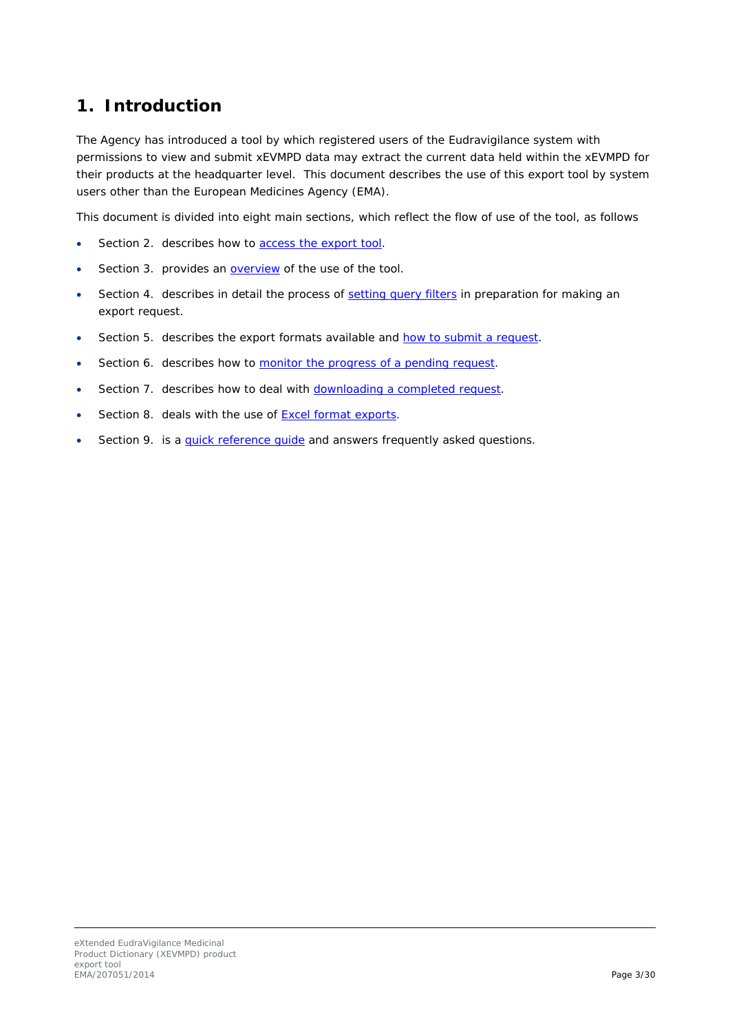# 1. Introduction

The Agency has introduced a tool by which registered users of the Eudravigilance system with permissions to view and submit xEVMPD data may extract the current data held within the xEVMPD for their products at the headquarter level. This document describes the use of this export tool by system users other than the European Medicines Agency (EMA).

This document is divided into eight main sections, which reflect the flow of use of the tool, as follows

- Section 2. describes how to access the export tool.
- Section 3. provides an overview of the use of the tool.
- Section 4. describes in detail the process of setting query filters in preparation for making an export request.
- Section 5. describes the export formats available and how to submit a request.
- Section 6. describes how to monitor the progress of a pending request.
- Section 7. describes how to deal with downloading a completed request.
- Section 8. deals with the use of Excel format exports.
- Section 9. is a quick reference guide and answers frequently asked questions.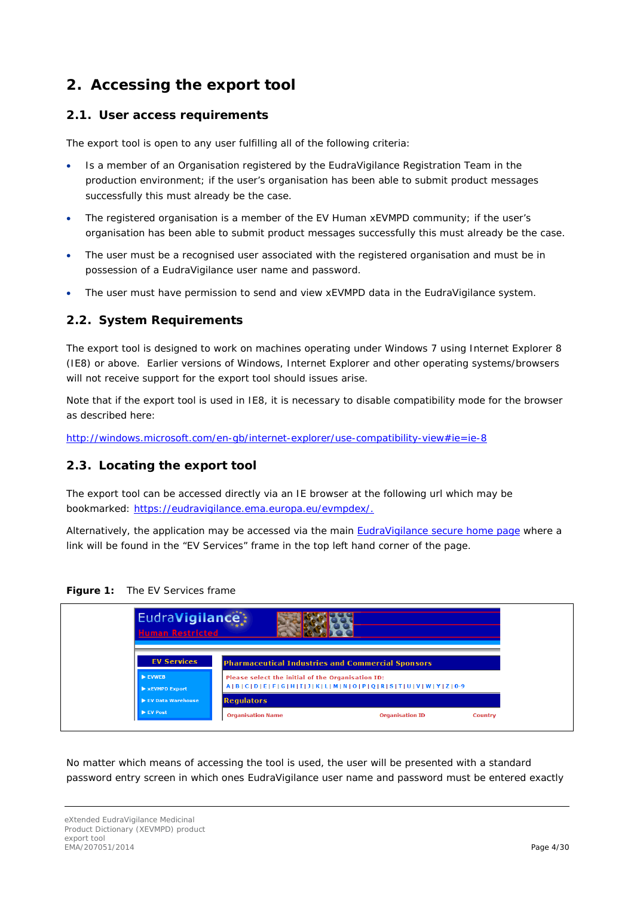# 2. Accessing the export tool

## 2.1. User access requirements

The export tool is open to any user fulfilling all of the following criteria:

- Is a member of an Organisation registered by the EudraVigilance Registration Team in the production environment; if the user's organisation has been able to submit product messages successfully this must already be the case.
- The registered organisation is a member of the EV Human xEVMPD community; if the user's organisation has been able to submit product messages successfully this must already be the case.
- The user must be a recognised user associated with the registered organisation and must be in possession of a EudraVigilance user name and password.
- The user must have permission to send and view xEVMPD data in the EudraVigilance system.

## 2.2. System Requirements

The export tool is designed to work on machines operating under Windows 7 using Internet Explorer 8 (IE8) or above. Earlier versions of Windows, Internet Explorer and other operating systems/browsers will not receive support for the export tool should issues arise.

Note that if the export tool is used in IE8, it is necessary to disable compatibility mode for the browser as described here:

[http://windows.microsoft.com/en-gb/internet-explorer/use-compatibility-view#ie=ie-8](http://windows.microsoft.com/en-gb/internet-explorer/use-compatibility-view#ie=ie-8)

## 2.3. Locating the export tool

The export tool can be accessed directly via an IE browser at the following url which may be bookmarked: [https://eudravigilance.ema.europa.eu/evmpdex/.](https://eudravigilance.ema.europa.eu/evmpdex/)

Alternatively, the application may be accessed via the main EudraVigilance secure home page where a link will be found in the "EV Services" frame in the top left hand corner of the page.

**Figure 1:** The EV Services frame

No matter which means of accessing the tool is used, the user will be presented with a standard password entry screen in which ones EudraVigilance user name and password must be entered exactly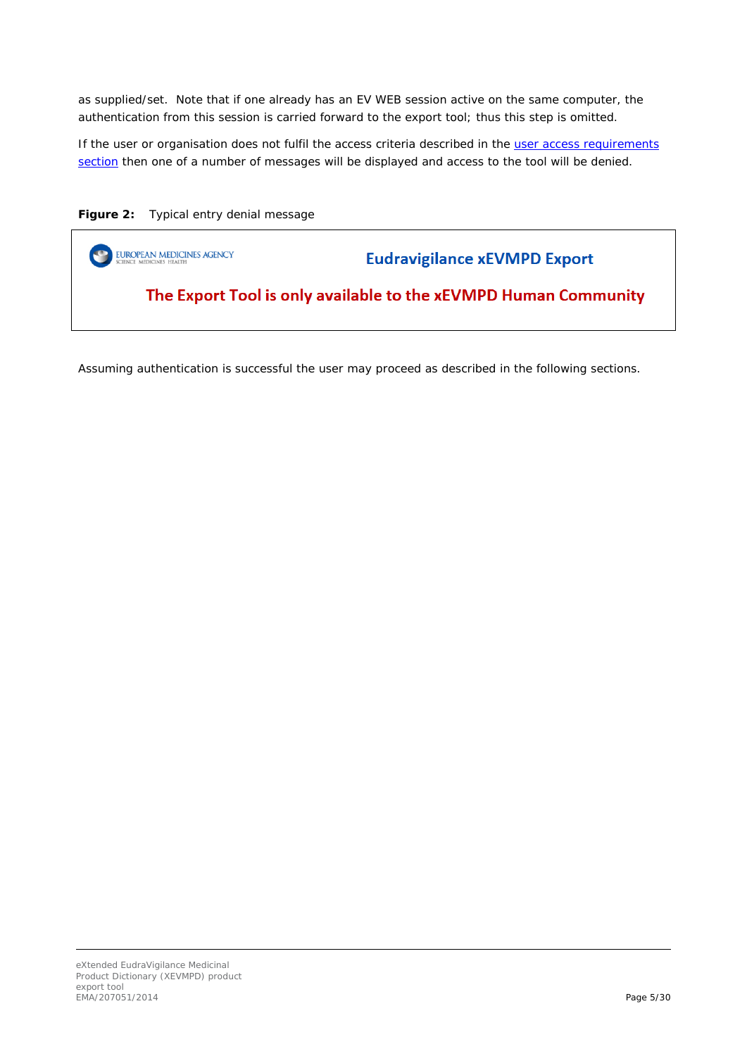as supplied/set. Note that if one already has an EV WEB session active on the same computer, the authentication from this session is carried forward to the export tool; thus this step is omitted.

If the user or organisation does not fulfil the access criteria described in the [user access requirements section](#) then one of a number of messages will be displayed and access to the tool will be denied.

**Figure 2:** Typical entry denial message

EUROPEAN MEDICINES AGENCY
SCIENCE MEDICINES HEALTH

**Eudravigilance xEVMPD Export**

**The Export Tool is only available to the xEVMPD Human Community**

Assuming authentication is successful the user may proceed as described in the following sections.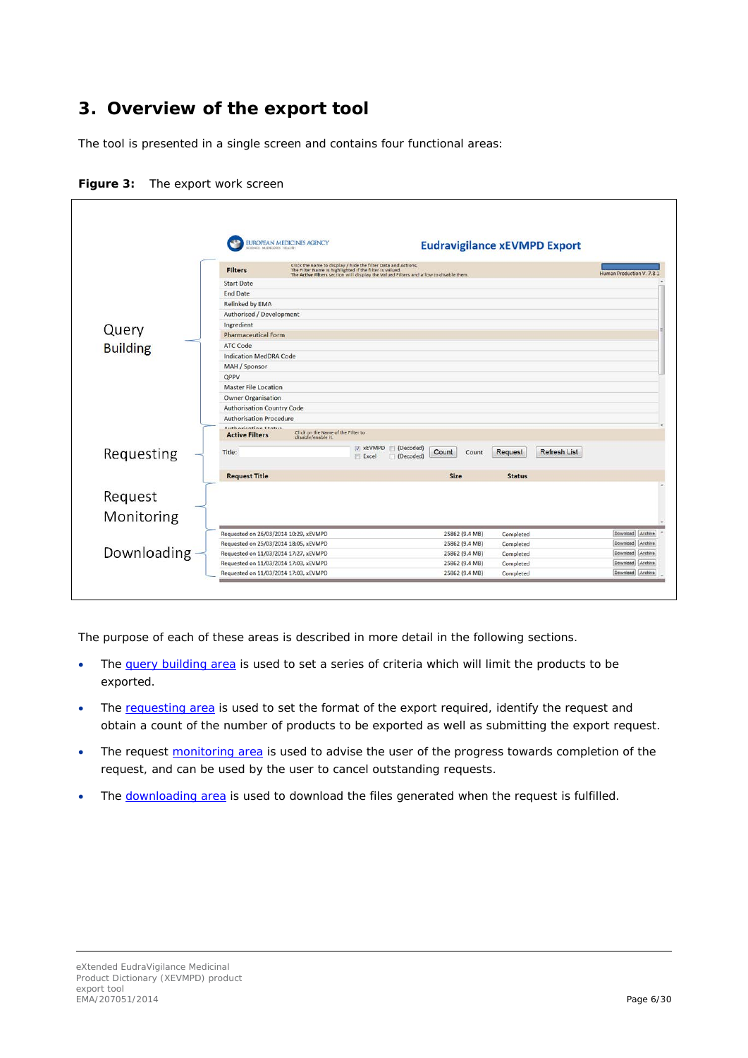# 3. Overview of the export tool

The tool is presented in a single screen and contains four functional areas:

**Figure 3:** The export work screen

The purpose of each of these areas is described in more detail in the following sections.

- The query building area is used to set a series of criteria which will limit the products to be exported.
- The requesting area is used to set the format of the export required, identify the request and obtain a count of the number of products to be exported as well as submitting the export request.
- The request monitoring area is used to advise the user of the progress towards completion of the request, and can be used by the user to cancel outstanding requests.
- The downloading area is used to download the files generated when the request is fulfilled.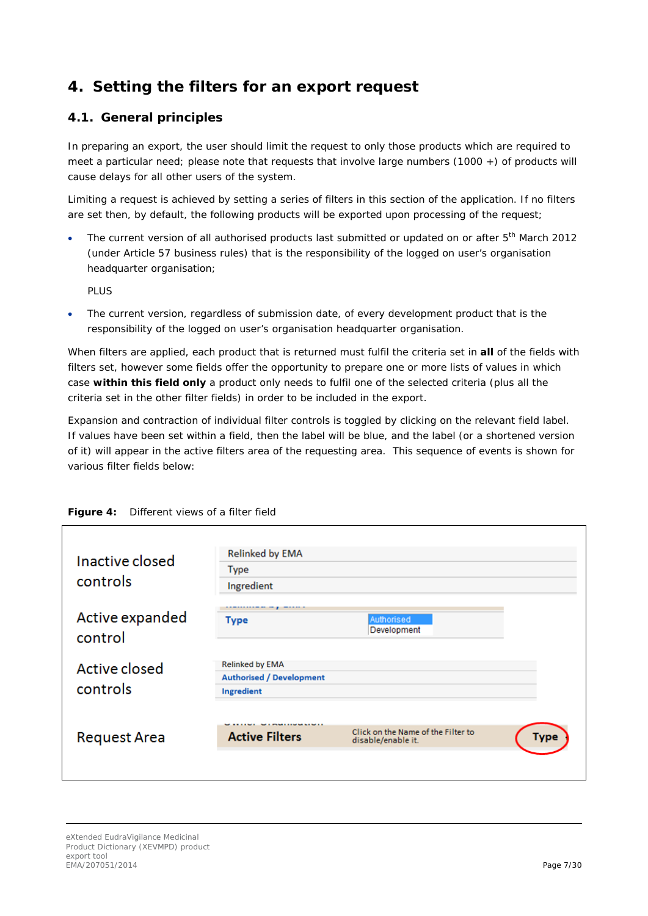# 4. Setting the filters for an export request

## 4.1. General principles

In preparing an export, the user should limit the request to only those products which are required to meet a particular need; please note that requests that involve large numbers (1000 +) of products will cause delays for all other users of the system.

Limiting a request is achieved by setting a series of filters in this section of the application. If no filters are set then, by default, the following products will be exported upon processing of the request;

- The current version of all authorised products last submitted or updated on or after 5th March 2012 (under Article 57 business rules) that is the responsibility of the logged on user's organisation headquarter organisation;

  PLUS

- The current version, regardless of submission date, of every development product that is the responsibility of the logged on user's organisation headquarter organisation.

When filters are applied, each product that is returned must fulfil the criteria set in **all** of the fields with filters set, however some fields offer the opportunity to prepare one or more lists of values in which case **within this field only** a product only needs to fulfil one of the selected criteria (plus all the criteria set in the other filter fields) in order to be included in the export.

Expansion and contraction of individual filter controls is toggled by clicking on the relevant field label. If values have been set within a field, then the label will be blue, and the label (or a shortened version of it) will appear in the active filters area of the requesting area. This sequence of events is shown for various filter fields below:

**Figure 4:** Different views of a filter field

| | |
|---|---|
| Inactive closed controls | Relinked by EMA<br>Type<br>Ingredient |
| Active expanded control | **Type** — Authorised / Development |
| Active closed controls | Relinked by EMA<br>**Authorised / Development**<br>**Ingredient** |
| Request Area | **Active Filters** — Click on the Name of the Filter to disable/enable it. — **Type** |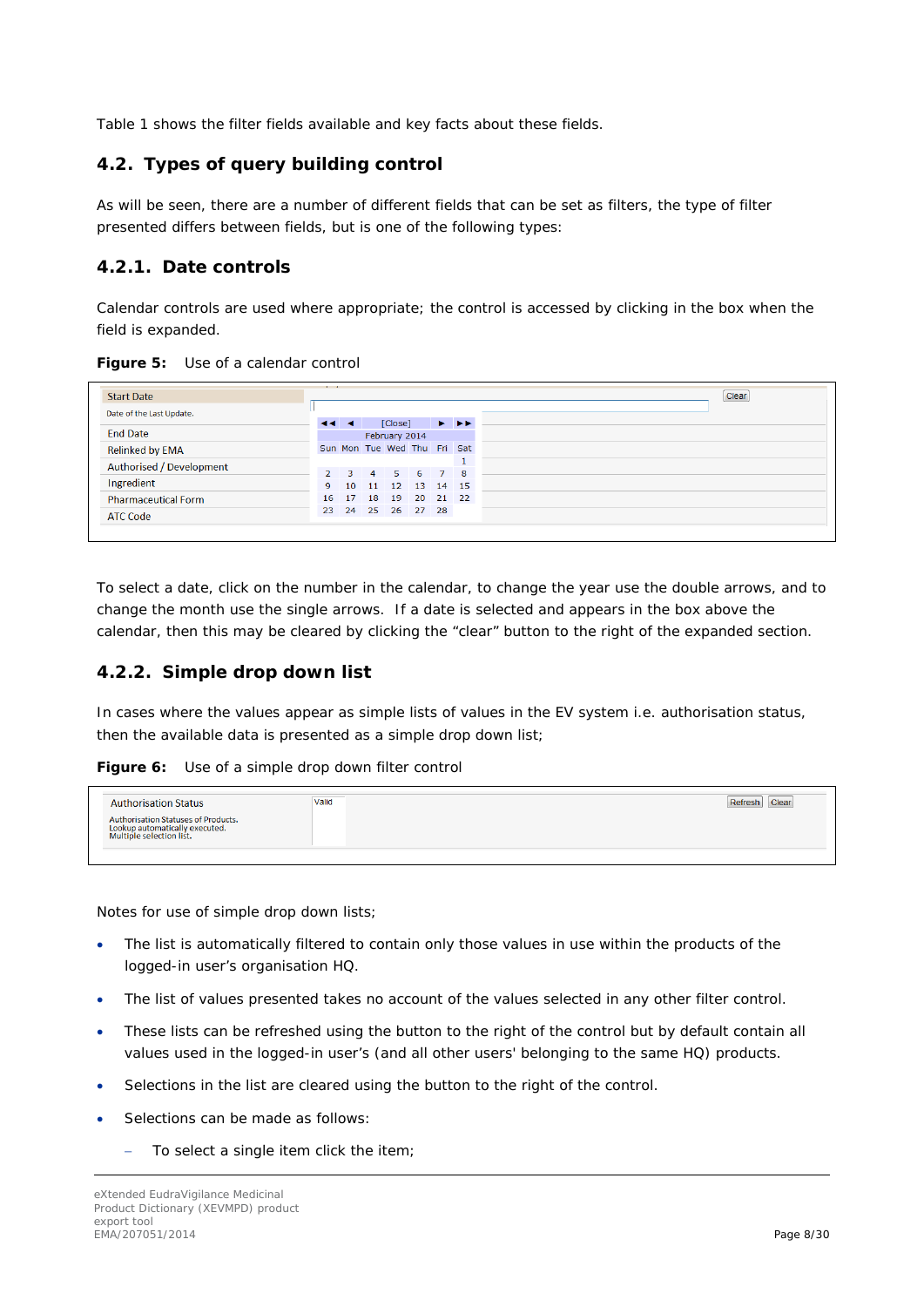Table 1 shows the filter fields available and key facts about these fields.

## 4.2. Types of query building control

As will be seen, there are a number of different fields that can be set as filters, the type of filter presented differs between fields, but is one of the following types:

### 4.2.1. Date controls

Calendar controls are used where appropriate; the control is accessed by clicking in the box when the field is expanded.

**Figure 5:** Use of a calendar control

To select a date, click on the number in the calendar, to change the year use the double arrows, and to change the month use the single arrows. If a date is selected and appears in the box above the calendar, then this may be cleared by clicking the "clear" button to the right of the expanded section.

### 4.2.2. Simple drop down list

In cases where the values appear as simple lists of values in the EV system i.e. authorisation status, then the available data is presented as a simple drop down list;

**Figure 6:** Use of a simple drop down filter control

Notes for use of simple drop down lists;

- The list is automatically filtered to contain only those values in use within the products of the logged-in user's organisation HQ.
- The list of values presented takes no account of the values selected in any other filter control.
- These lists can be refreshed using the button to the right of the control but by default contain all values used in the logged-in user's (and all other users' belonging to the same HQ) products.
- Selections in the list are cleared using the button to the right of the control.
- Selections can be made as follows:
  - To select a single item click the item;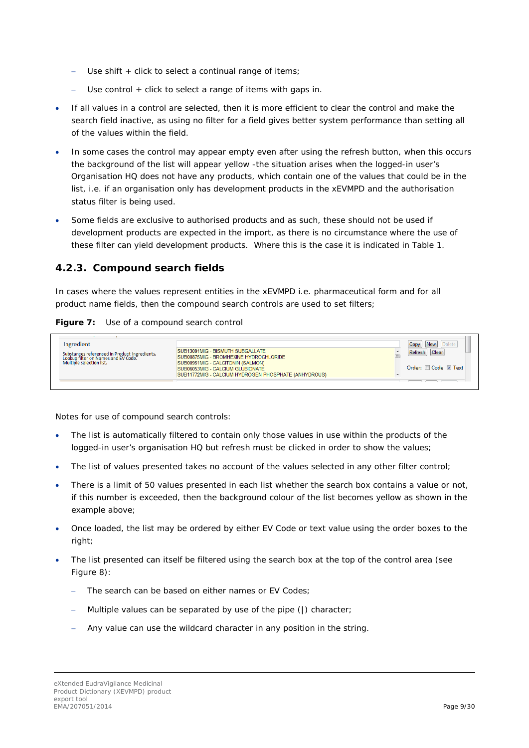- Use shift + click to select a continual range of items;
  - Use control + click to select a range of items with gaps in.
- If all values in a control are selected, then it is more efficient to clear the control and make the search field inactive, as using no filter for a field gives better system performance than setting all of the values within the field.
- In some cases the control may appear empty even after using the refresh button, when this occurs the background of the list will appear yellow -the situation arises when the logged-in user's Organisation HQ does not have any products, which contain one of the values that could be in the list, i.e. if an organisation only has development products in the xEVMPD and the authorisation status filter is being used.
- Some fields are exclusive to authorised products and as such, these should not be used if development products are expected in the import, as there is no circumstance where the use of these filter can yield development products. Where this is the case it is indicated in Table 1.

### 4.2.3. Compound search fields

In cases where the values represent entities in the xEVMPD i.e. pharmaceutical form and for all product name fields, then the compound search controls are used to set filters;

**Figure 7:** Use of a compound search control

Ingredient

Substances referenced in Product Ingredients. Lookup filter on Names and EV Code. Multiple selection list.

SUB13091MIG - BISMUTH SUBGALLATE
SUB00875MIG - BROMHEXINE HYDROCHLORIDE
SUB00951MIG - CALCITONIN (SALMON)
SUB06053MIG - CALCIUM GLUBIONATE
SUB11772MIG - CALCIUM HYDROGEN PHOSPHATE (ANHYDROUS)

Copy New Delete
Refresh Clear
Order: Code Text

Notes for use of compound search controls:

- The list is automatically filtered to contain only those values in use within the products of the logged-in user's organisation HQ but refresh must be clicked in order to show the values;
- The list of values presented takes no account of the values selected in any other filter control;
- There is a limit of 50 values presented in each list whether the search box contains a value or not, if this number is exceeded, then the background colour of the list becomes yellow as shown in the example above;
- Once loaded, the list may be ordered by either EV Code or text value using the order boxes to the right;
- The list presented can itself be filtered using the search box at the top of the control area (see Figure 8):
  - The search can be based on either names or EV Codes;
  - Multiple values can be separated by use of the pipe (|) character;
  - Any value can use the wildcard character in any position in the string.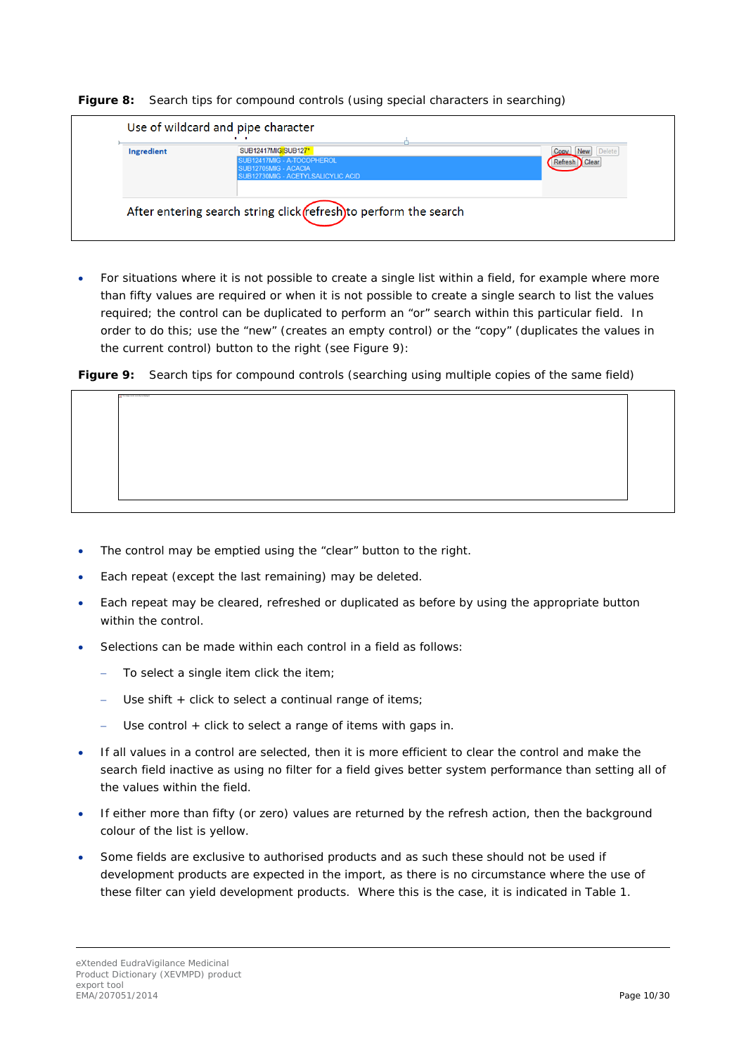**Figure 8:** Search tips for compound controls (using special characters in searching)

Use of wildcard and pipe character

| Ingredient | SUB12417MIG\|SUB127* | Copy New Delete |
|---|---|---|
| | SUB12417MIG - A-TOCOPHEROL | Refresh Clear |
| | SUB12705MIG - ACACIA | |
| | SUB12730MIG - ACETYLSALICYLIC ACID | |

After entering search string click refresh to perform the search

- For situations where it is not possible to create a single list within a field, for example where more than fifty values are required or when it is not possible to create a single search to list the values required; the control can be duplicated to perform an "or" search within this particular field. In order to do this; use the "new" (creates an empty control) or the "copy" (duplicates the values in the current control) button to the right (see Figure 9):

**Figure 9:** Search tips for compound controls (searching using multiple copies of the same field)

- The control may be emptied using the "clear" button to the right.
- Each repeat (except the last remaining) may be deleted.
- Each repeat may be cleared, refreshed or duplicated as before by using the appropriate button within the control.
- Selections can be made within each control in a field as follows:
  - To select a single item click the item;
  - Use shift + click to select a continual range of items;
  - Use control + click to select a range of items with gaps in.
- If all values in a control are selected, then it is more efficient to clear the control and make the search field inactive as using no filter for a field gives better system performance than setting all of the values within the field.
- If either more than fifty (or zero) values are returned by the refresh action, then the background colour of the list is yellow.
- Some fields are exclusive to authorised products and as such these should not be used if development products are expected in the import, as there is no circumstance where the use of these filter can yield development products. Where this is the case, it is indicated in Table 1.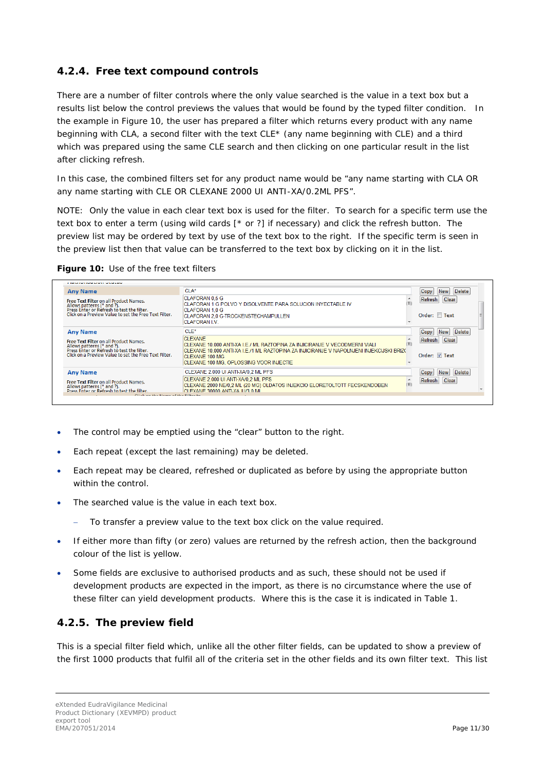### 4.2.4. Free text compound controls

There are a number of filter controls where the only value searched is the value in a text box but a results list below the control previews the values that would be found by the typed filter condition. In the example in Figure 10, the user has prepared a filter which returns every product with any name beginning with CLA, a second filter with the text CLE* (any name beginning with CLE) and a third which was prepared using the same CLE search and then clicking on one particular result in the list after clicking refresh.

In this case, the combined filters set for any product name would be "any name starting with CLA OR any name starting with CLE OR CLEXANE 2000 UI ANTI-XA/0.2ML PFS".

NOTE: Only the value in each clear text box is used for the filter. To search for a specific term use the text box to enter a term (using wild cards [* or ?] if necessary) and click the refresh button. The preview list may be ordered by text by use of the text box to the right. If the specific term is seen in the preview list then that value can be transferred to the text box by clicking on it in the list.

**Figure 10:** Use of the free text filters

- The control may be emptied using the "clear" button to the right.
- Each repeat (except the last remaining) may be deleted.
- Each repeat may be cleared, refreshed or duplicated as before by using the appropriate button within the control.
- The searched value is the value in each text box.
  - To transfer a preview value to the text box click on the value required.
- If either more than fifty (or zero) values are returned by the refresh action, then the background colour of the list is yellow.
- Some fields are exclusive to authorised products and as such, these should not be used if development products are expected in the import, as there is no circumstance where the use of these filter can yield development products. Where this is the case it is indicated in Table 1.

### 4.2.5. The preview field

This is a special filter field which, unlike all the other filter fields, can be updated to show a preview of the first 1000 products that fulfil all of the criteria set in the other fields and its own filter text. This list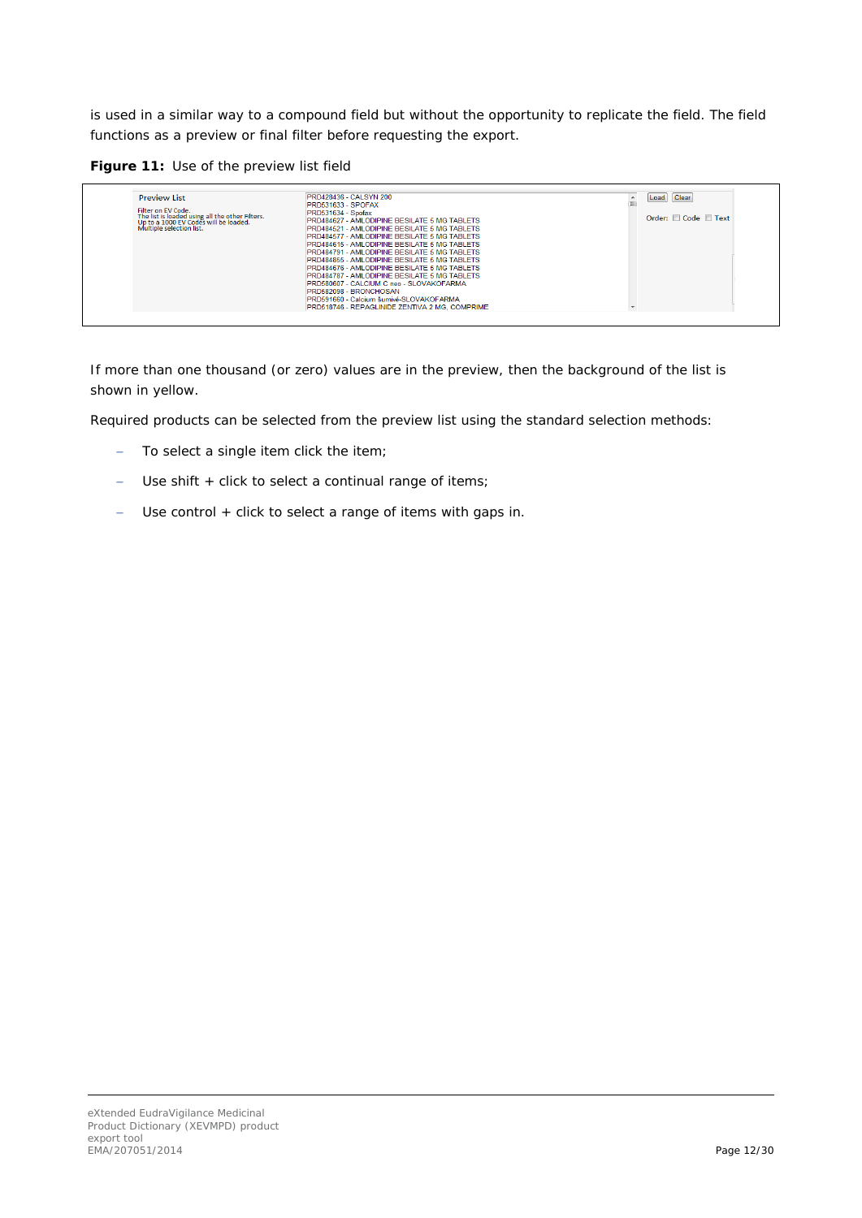is used in a similar way to a compound field but without the opportunity to replicate the field. The field functions as a preview or final filter before requesting the export.

**Figure 11:** Use of the preview list field

| Preview List | | |
|---|---|---|
| Filter on EV Code.<br>The list is loaded using all the other Filters.<br>Up to a 1000 EV Codes will be loaded.<br>Multiple selection list. | PRD428436 - CALSYN 200<br>PRD531633 - SPOFAX<br>PRD531634 - Spofax<br>PRD484627 - AMLODIPINE BESILATE 5 MG TABLETS<br>PRD484521 - AMLODIPINE BESILATE 5 MG TABLETS<br>PRD484577 - AMLODIPINE BESILATE 5 MG TABLETS<br>PRD484616 - AMLODIPINE BESILATE 5 MG TABLETS<br>PRD484791 - AMLODIPINE BESILATE 5 MG TABLETS<br>PRD484855 - AMLODIPINE BESILATE 5 MG TABLETS<br>PRD484676 - AMLODIPINE BESILATE 5 MG TABLETS<br>PRD484787 - AMLODIPINE BESILATE 5 MG TABLETS<br>PRD580607 - CALCIUM C neo - SLOVAKOFARMA<br>PRD582098 - BRONCHOSAN<br>PRD591660 - Calcium šumivé-SLOVAKOFARMA<br>PRD518746 - REPAGLINIDE ZENTIVA 2 MG, COMPRIME | Load Clear<br>Order: Code Text |

If more than one thousand (or zero) values are in the preview, then the background of the list is shown in yellow.

Required products can be selected from the preview list using the standard selection methods:

- To select a single item click the item;
- Use shift + click to select a continual range of items;
- Use control + click to select a range of items with gaps in.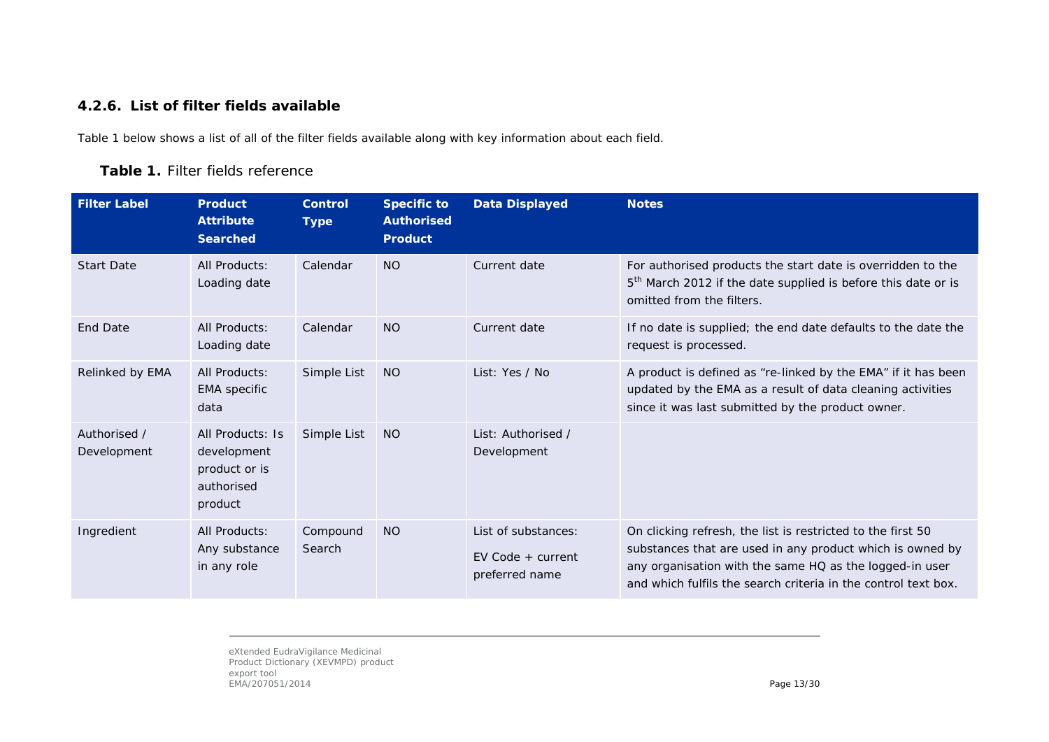### 4.2.6. List of filter fields available

Table 1 below shows a list of all of the filter fields available along with key information about each field.

**Table 1.** Filter fields reference

| Filter Label | Product Attribute Searched | Control Type | Specific to Authorised Product | Data Displayed | Notes |
|---|---|---|---|---|---|
| Start Date | All Products: Loading date | Calendar | NO | Current date | For authorised products the start date is overridden to the 5th March 2012 if the date supplied is before this date or is omitted from the filters. |
| End Date | All Products: Loading date | Calendar | NO | Current date | If no date is supplied; the end date defaults to the date the request is processed. |
| Relinked by EMA | All Products: EMA specific data | Simple List | NO | List: Yes / No | A product is defined as "re-linked by the EMA" if it has been updated by the EMA as a result of data cleaning activities since it was last submitted by the product owner. |
| Authorised / Development | All Products: Is development product or is authorised product | Simple List | NO | List: Authorised / Development | |
| Ingredient | All Products: Any substance in any role | Compound Search | NO | List of substances: EV Code + current preferred name | On clicking refresh, the list is restricted to the first 50 substances that are used in any product which is owned by any organisation with the same HQ as the logged-in user and which fulfils the search criteria in the control text box. |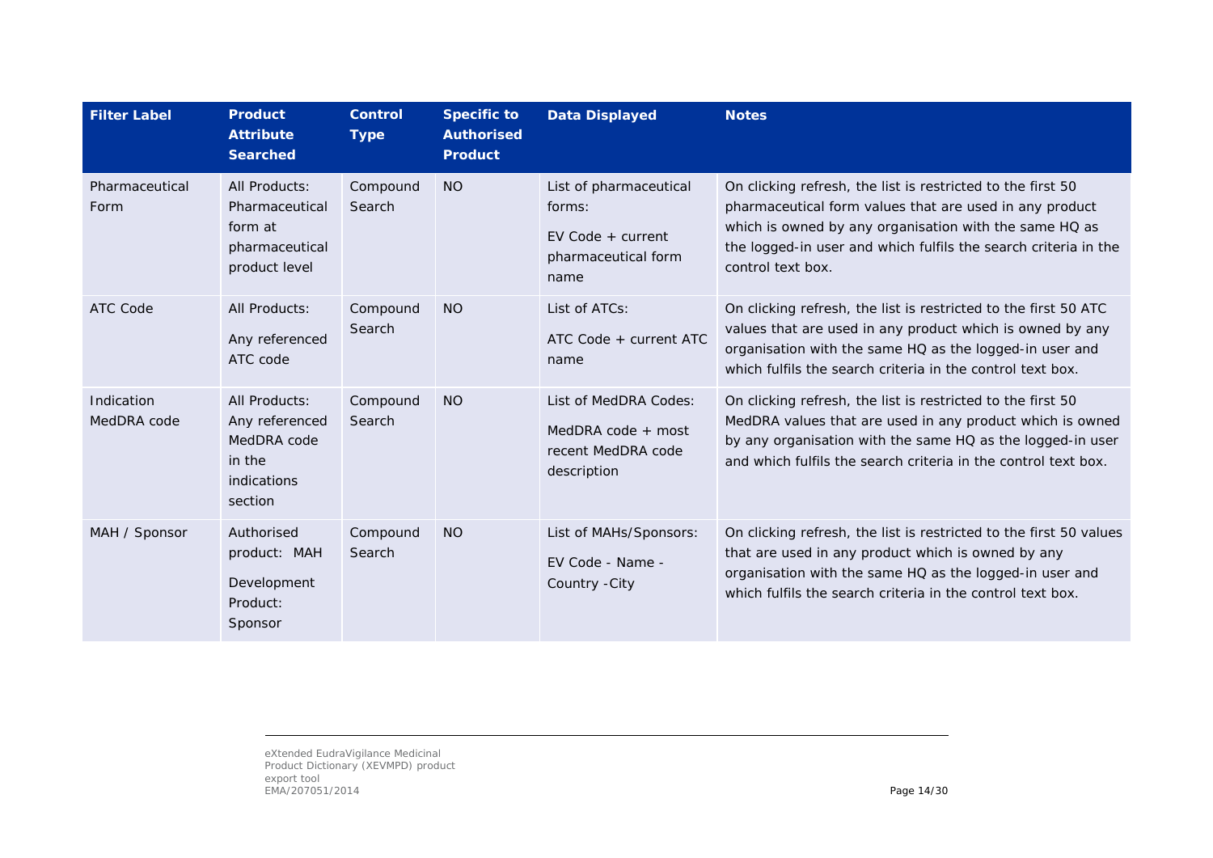| Filter Label | Product Attribute Searched | Control Type | Specific to Authorised Product | Data Displayed | Notes |
|---|---|---|---|---|---|
| Pharmaceutical Form | All Products: Pharmaceutical form at pharmaceutical product level | Compound Search | NO | List of pharmaceutical forms: EV Code + current pharmaceutical form name | On clicking refresh, the list is restricted to the first 50 pharmaceutical form values that are used in any product which is owned by any organisation with the same HQ as the logged-in user and which fulfils the search criteria in the control text box. |
| ATC Code | All Products: Any referenced ATC code | Compound Search | NO | List of ATCs: ATC Code + current ATC name | On clicking refresh, the list is restricted to the first 50 ATC values that are used in any product which is owned by any organisation with the same HQ as the logged-in user and which fulfils the search criteria in the control text box. |
| Indication MedDRA code | All Products: Any referenced MedDRA code in the indications section | Compound Search | NO | List of MedDRA Codes: MedDRA code + most recent MedDRA code description | On clicking refresh, the list is restricted to the first 50 MedDRA values that are used in any product which is owned by any organisation with the same HQ as the logged-in user and which fulfils the search criteria in the control text box. |
| MAH / Sponsor | Authorised product: MAH Development Product: Sponsor | Compound Search | NO | List of MAHs/Sponsors: EV Code - Name - Country -City | On clicking refresh, the list is restricted to the first 50 values that are used in any product which is owned by any organisation with the same HQ as the logged-in user and which fulfils the search criteria in the control text box. |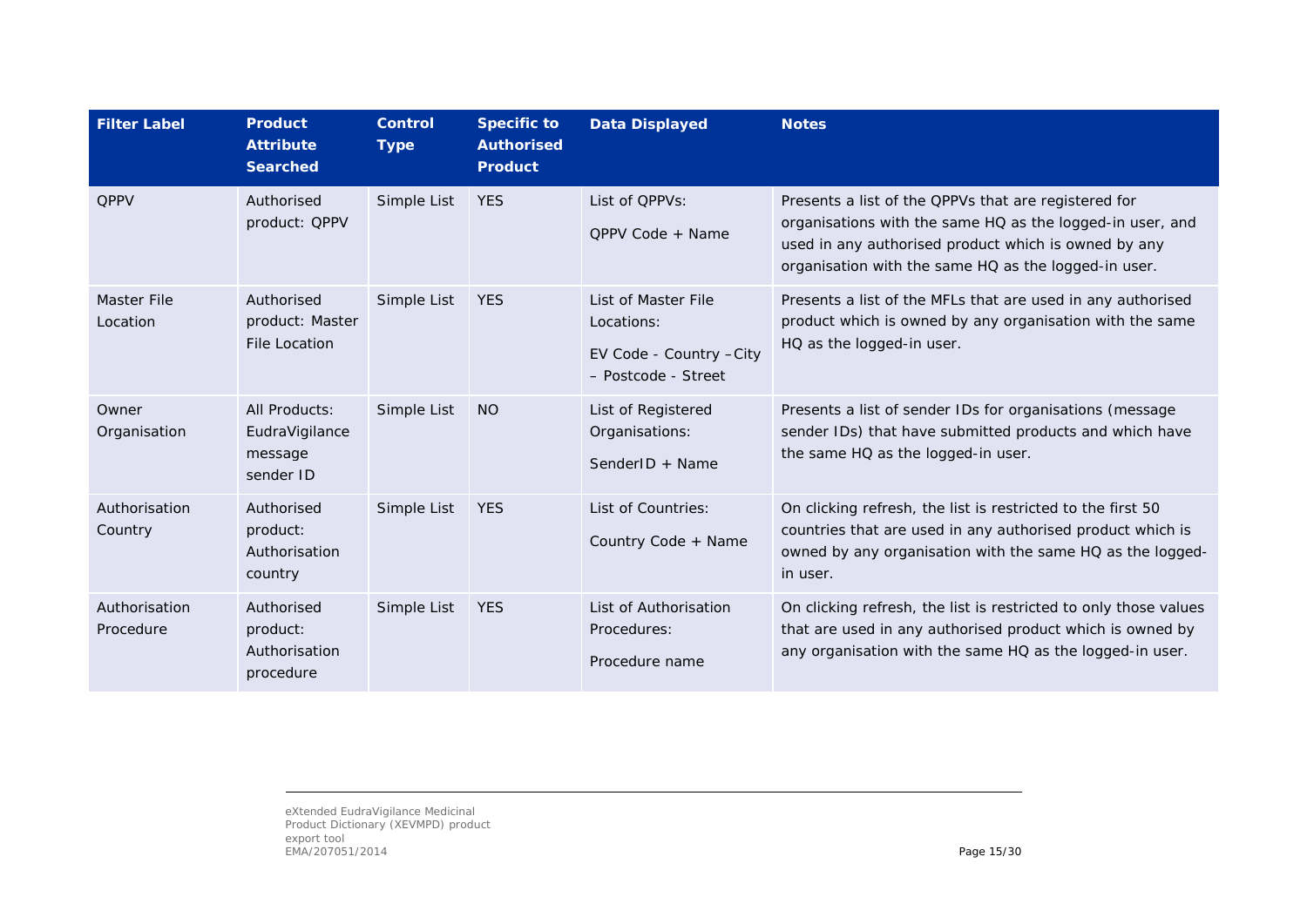| Filter Label | Product Attribute Searched | Control Type | Specific to Authorised Product | Data Displayed | Notes |
|---|---|---|---|---|---|
| QPPV | Authorised product: QPPV | Simple List | YES | List of QPPVs:<br><br>QPPV Code + Name | Presents a list of the QPPVs that are registered for organisations with the same HQ as the logged-in user, and used in any authorised product which is owned by any organisation with the same HQ as the logged-in user. |
| Master File Location | Authorised product: Master File Location | Simple List | YES | List of Master File Locations:<br><br>EV Code - Country –City – Postcode - Street | Presents a list of the MFLs that are used in any authorised product which is owned by any organisation with the same HQ as the logged-in user. |
| Owner Organisation | All Products: EudraVigilance message sender ID | Simple List | NO | List of Registered Organisations:<br><br>SenderID + Name | Presents a list of sender IDs for organisations (message sender IDs) that have submitted products and which have the same HQ as the logged-in user. |
| Authorisation Country | Authorised product: Authorisation country | Simple List | YES | List of Countries:<br><br>Country Code + Name | On clicking refresh, the list is restricted to the first 50 countries that are used in any authorised product which is owned by any organisation with the same HQ as the logged-in user. |
| Authorisation Procedure | Authorised product: Authorisation procedure | Simple List | YES | List of Authorisation Procedures:<br><br>Procedure name | On clicking refresh, the list is restricted to only those values that are used in any authorised product which is owned by any organisation with the same HQ as the logged-in user. |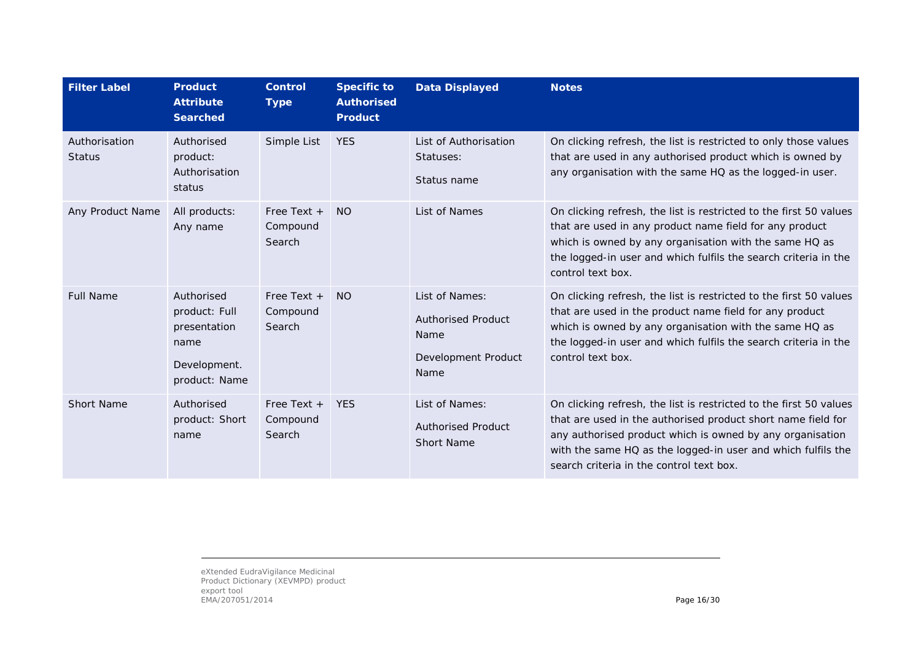| Filter Label | Product Attribute Searched | Control Type | Specific to Authorised Product | Data Displayed | Notes |
|---|---|---|---|---|---|
| Authorisation Status | Authorised product: Authorisation status | Simple List | YES | List of Authorisation Statuses:<br>Status name | On clicking refresh, the list is restricted to only those values that are used in any authorised product which is owned by any organisation with the same HQ as the logged-in user. |
| Any Product Name | All products: Any name | Free Text + Compound Search | NO | List of Names | On clicking refresh, the list is restricted to the first 50 values that are used in any product name field for any product which is owned by any organisation with the same HQ as the logged-in user and which fulfils the search criteria in the control text box. |
| Full Name | Authorised product: Full presentation name<br>Development. product: Name | Free Text + Compound Search | NO | List of Names:<br>Authorised Product Name<br>Development Product Name | On clicking refresh, the list is restricted to the first 50 values that are used in the product name field for any product which is owned by any organisation with the same HQ as the logged-in user and which fulfils the search criteria in the control text box. |
| Short Name | Authorised product: Short name | Free Text + Compound Search | YES | List of Names:<br>Authorised Product Short Name | On clicking refresh, the list is restricted to the first 50 values that are used in the authorised product short name field for any authorised product which is owned by any organisation with the same HQ as the logged-in user and which fulfils the search criteria in the control text box. |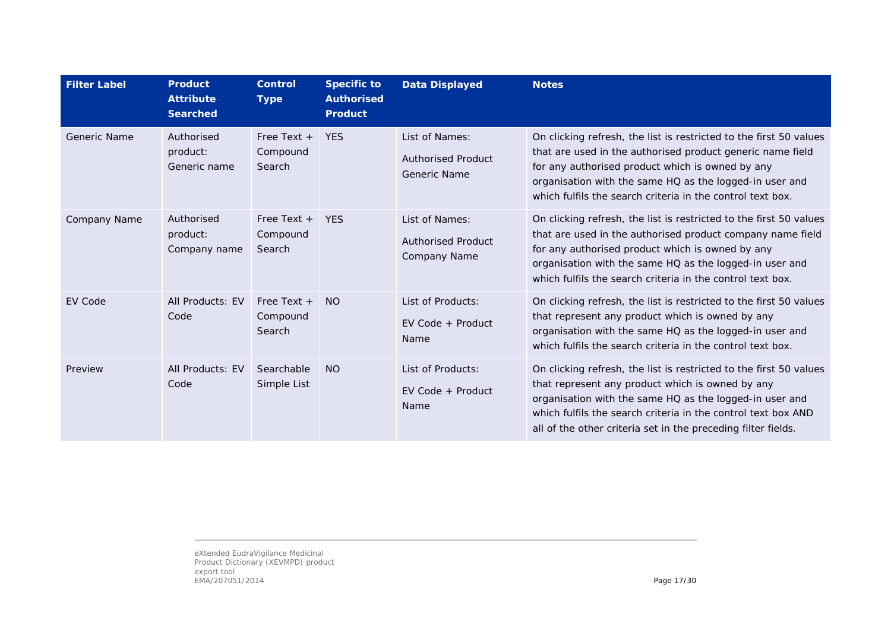| Filter Label | Product Attribute Searched | Control Type | Specific to Authorised Product | Data Displayed | Notes |
|---|---|---|---|---|---|
| Generic Name | Authorised product: Generic name | Free Text + Compound Search | YES | List of Names: Authorised Product Generic Name | On clicking refresh, the list is restricted to the first 50 values that are used in the authorised product generic name field for any authorised product which is owned by any organisation with the same HQ as the logged-in user and which fulfils the search criteria in the control text box. |
| Company Name | Authorised product: Company name | Free Text + Compound Search | YES | List of Names: Authorised Product Company Name | On clicking refresh, the list is restricted to the first 50 values that are used in the authorised product company name field for any authorised product which is owned by any organisation with the same HQ as the logged-in user and which fulfils the search criteria in the control text box. |
| EV Code | All Products: EV Code | Free Text + Compound Search | NO | List of Products: EV Code + Product Name | On clicking refresh, the list is restricted to the first 50 values that represent any product which is owned by any organisation with the same HQ as the logged-in user and which fulfils the search criteria in the control text box. |
| Preview | All Products: EV Code | Searchable Simple List | NO | List of Products: EV Code + Product Name | On clicking refresh, the list is restricted to the first 50 values that represent any product which is owned by any organisation with the same HQ as the logged-in user and which fulfils the search criteria in the control text box AND all of the other criteria set in the preceding filter fields. |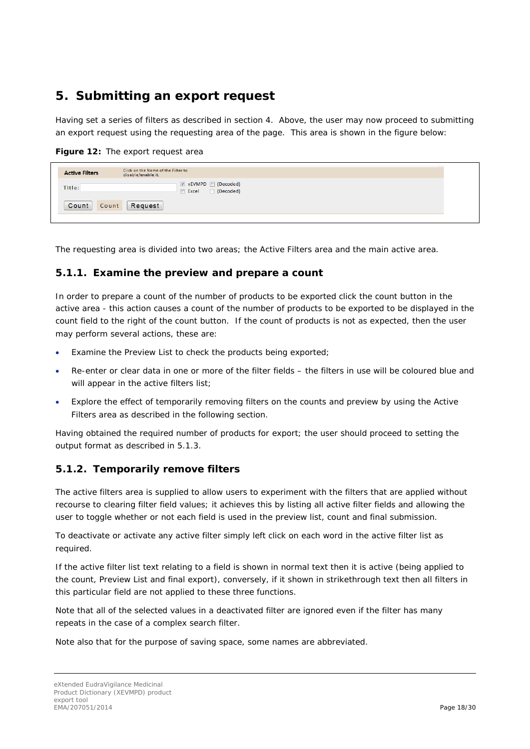# 5. Submitting an export request

Having set a series of filters as described in section 4. Above, the user may now proceed to submitting an export request using the requesting area of the page. This area is shown in the figure below:

**Figure 12:** The export request area

The requesting area is divided into two areas; the Active Filters area and the main active area.

### 5.1.1. Examine the preview and prepare a count

In order to prepare a count of the number of products to be exported click the count button in the active area - this action causes a count of the number of products to be exported to be displayed in the count field to the right of the count button. If the count of products is not as expected, then the user may perform several actions, these are:

- Examine the Preview List to check the products being exported;
- Re-enter or clear data in one or more of the filter fields – the filters in use will be coloured blue and will appear in the active filters list;
- Explore the effect of temporarily removing filters on the counts and preview by using the Active Filters area as described in the following section.

Having obtained the required number of products for export; the user should proceed to setting the output format as described in 5.1.3.

### 5.1.2. Temporarily remove filters

The active filters area is supplied to allow users to experiment with the filters that are applied without recourse to clearing filter field values; it achieves this by listing all active filter fields and allowing the user to toggle whether or not each field is used in the preview list, count and final submission.

To deactivate or activate any active filter simply left click on each word in the active filter list as required.

If the active filter list text relating to a field is shown in normal text then it is active (being applied to the count, Preview List and final export), conversely, if it shown in strikethrough text then all filters in this particular field are not applied to these three functions.

Note that all of the selected values in a deactivated filter are ignored even if the filter has many repeats in the case of a complex search filter.

Note also that for the purpose of saving space, some names are abbreviated.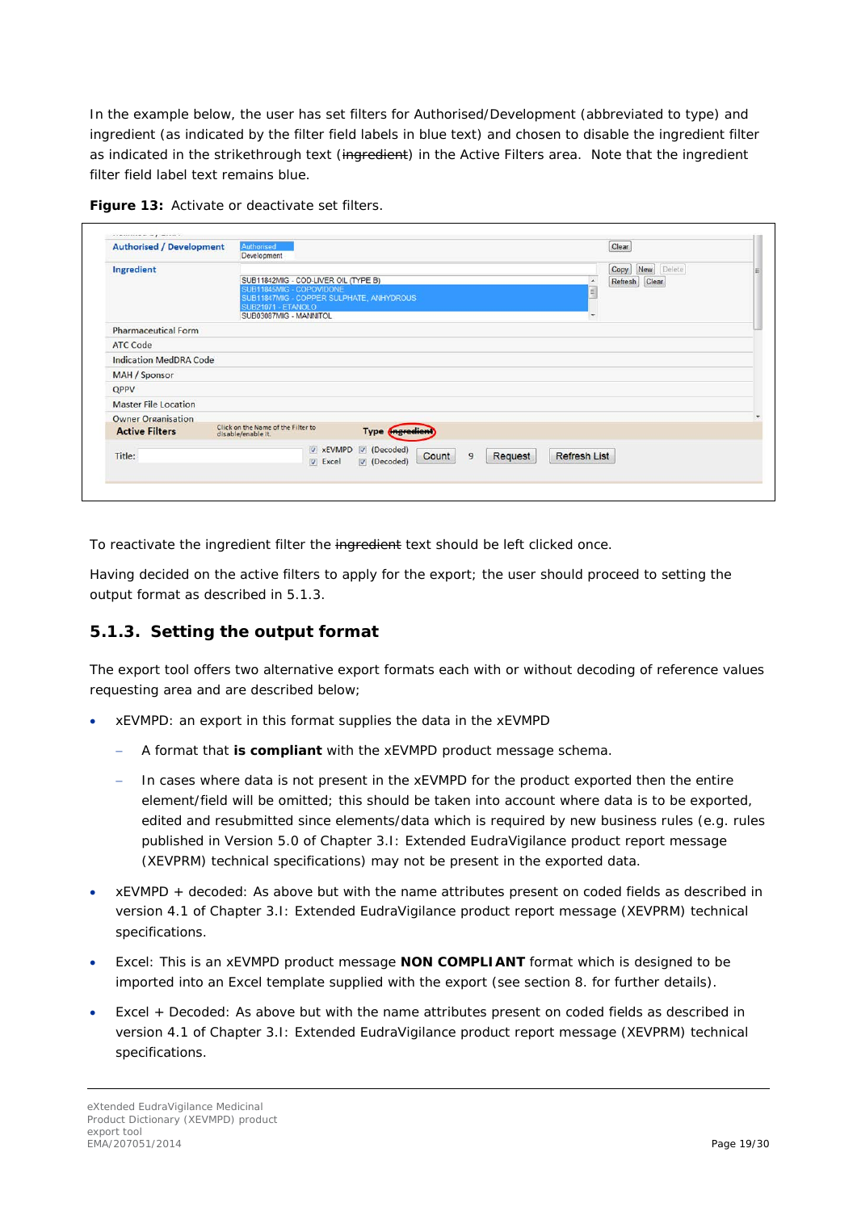In the example below, the user has set filters for Authorised/Development (abbreviated to type) and ingredient (as indicated by the filter field labels in blue text) and chosen to disable the ingredient filter as indicated in the strikethrough text (~~ingredient~~) in the Active Filters area. Note that the ingredient filter field label text remains blue.

**Figure 13:** Activate or deactivate set filters.

To reactivate the ingredient filter the ~~ingredient~~ text should be left clicked once.

Having decided on the active filters to apply for the export; the user should proceed to setting the output format as described in 5.1.3.

### 5.1.3. Setting the output format

The export tool offers two alternative export formats each with or without decoding of reference values requesting area and are described below;

- xEVMPD: an export in this format supplies the data in the xEVMPD
  - A format that **is compliant** with the xEVMPD product message schema.
  - In cases where data is not present in the xEVMPD for the product exported then the entire element/field will be omitted; this should be taken into account where data is to be exported, edited and resubmitted since elements/data which is required by new business rules (e.g. rules published in Version 5.0 of Chapter 3.I: Extended EudraVigilance product report message (XEVPRM) technical specifications) may not be present in the exported data.
- xEVMPD + decoded: As above but with the name attributes present on coded fields as described in version 4.1 of Chapter 3.I: Extended EudraVigilance product report message (XEVPRM) technical specifications.
- Excel: This is an xEVMPD product message **NON COMPLIANT** format which is designed to be imported into an Excel template supplied with the export (see section 8. for further details).
- Excel + Decoded: As above but with the name attributes present on coded fields as described in version 4.1 of Chapter 3.I: Extended EudraVigilance product report message (XEVPRM) technical specifications.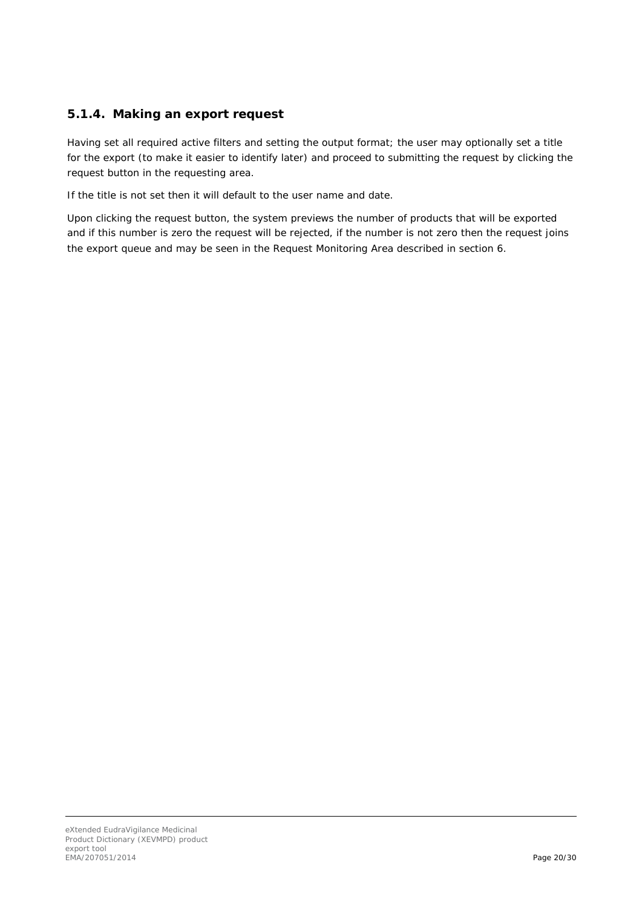### 5.1.4. Making an export request

Having set all required active filters and setting the output format; the user may optionally set a title for the export (to make it easier to identify later) and proceed to submitting the request by clicking the request button in the requesting area.

If the title is not set then it will default to the user name and date.

Upon clicking the request button, the system previews the number of products that will be exported and if this number is zero the request will be rejected, if the number is not zero then the request joins the export queue and may be seen in the Request Monitoring Area described in section 6.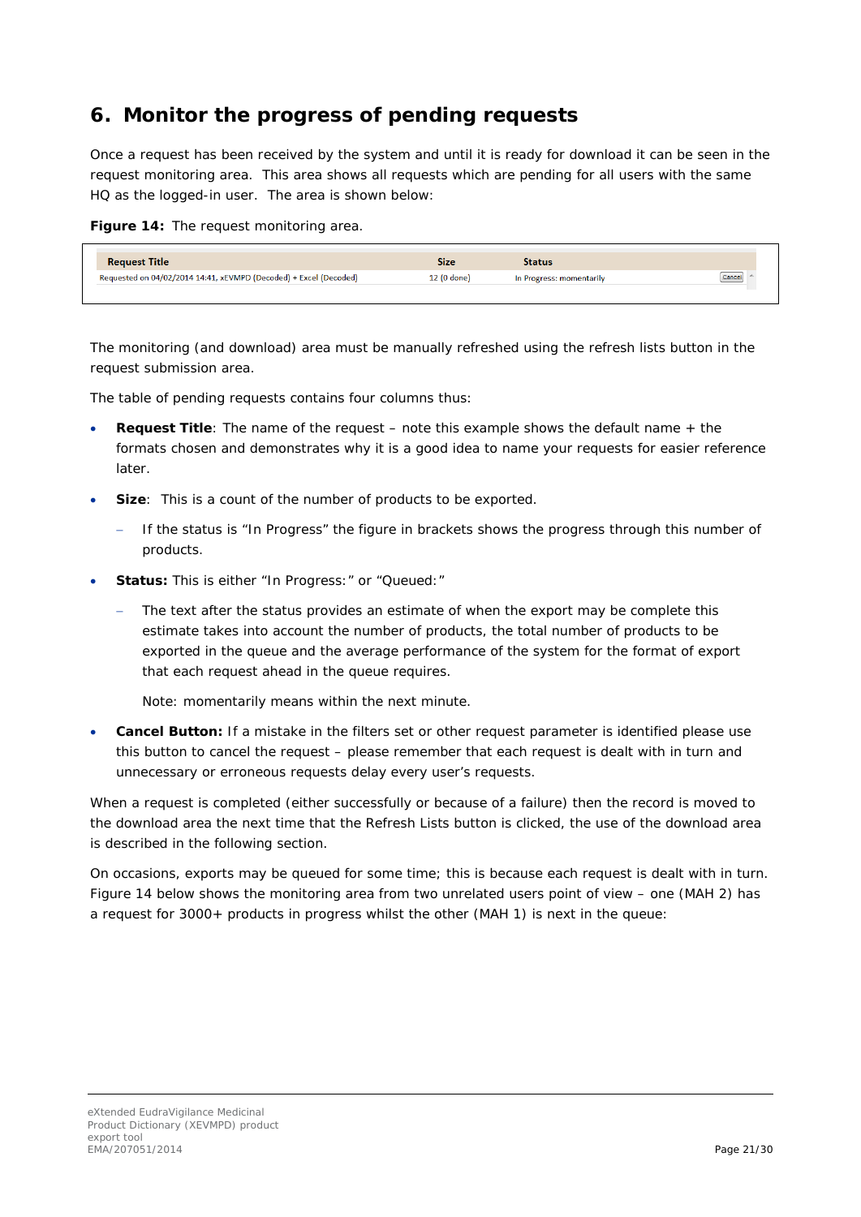## 6. Monitor the progress of pending requests

Once a request has been received by the system and until it is ready for download it can be seen in the request monitoring area. This area shows all requests which are pending for all users with the same HQ as the logged-in user. The area is shown below:

**Figure 14:** The request monitoring area.

| Request Title | Size | Status | |
|---|---|---|---|
| Requested on 04/02/2014 14:41, xEVMPD (Decoded) + Excel (Decoded) | 12 (0 done) | In Progress: momentarily | Cancel |

The monitoring (and download) area must be manually refreshed using the refresh lists button in the request submission area.

The table of pending requests contains four columns thus:

- **Request Title**: The name of the request – note this example shows the default name + the formats chosen and demonstrates why it is a good idea to name your requests for easier reference later.
- **Size**: This is a count of the number of products to be exported.
  - If the status is "In Progress" the figure in brackets shows the progress through this number of products.
- **Status:** This is either "In Progress:" or "Queued:"
  - The text after the status provides an estimate of when the export may be complete this estimate takes into account the number of products, the total number of products to be exported in the queue and the average performance of the system for the format of export that each request ahead in the queue requires.

    Note: momentarily means within the next minute.
- **Cancel Button:** If a mistake in the filters set or other request parameter is identified please use this button to cancel the request – please remember that each request is dealt with in turn and unnecessary or erroneous requests delay every user's requests.

When a request is completed (either successfully or because of a failure) then the record is moved to the download area the next time that the Refresh Lists button is clicked, the use of the download area is described in the following section.

On occasions, exports may be queued for some time; this is because each request is dealt with in turn. Figure 14 below shows the monitoring area from two unrelated users point of view – one (MAH 2) has a request for 3000+ products in progress whilst the other (MAH 1) is next in the queue: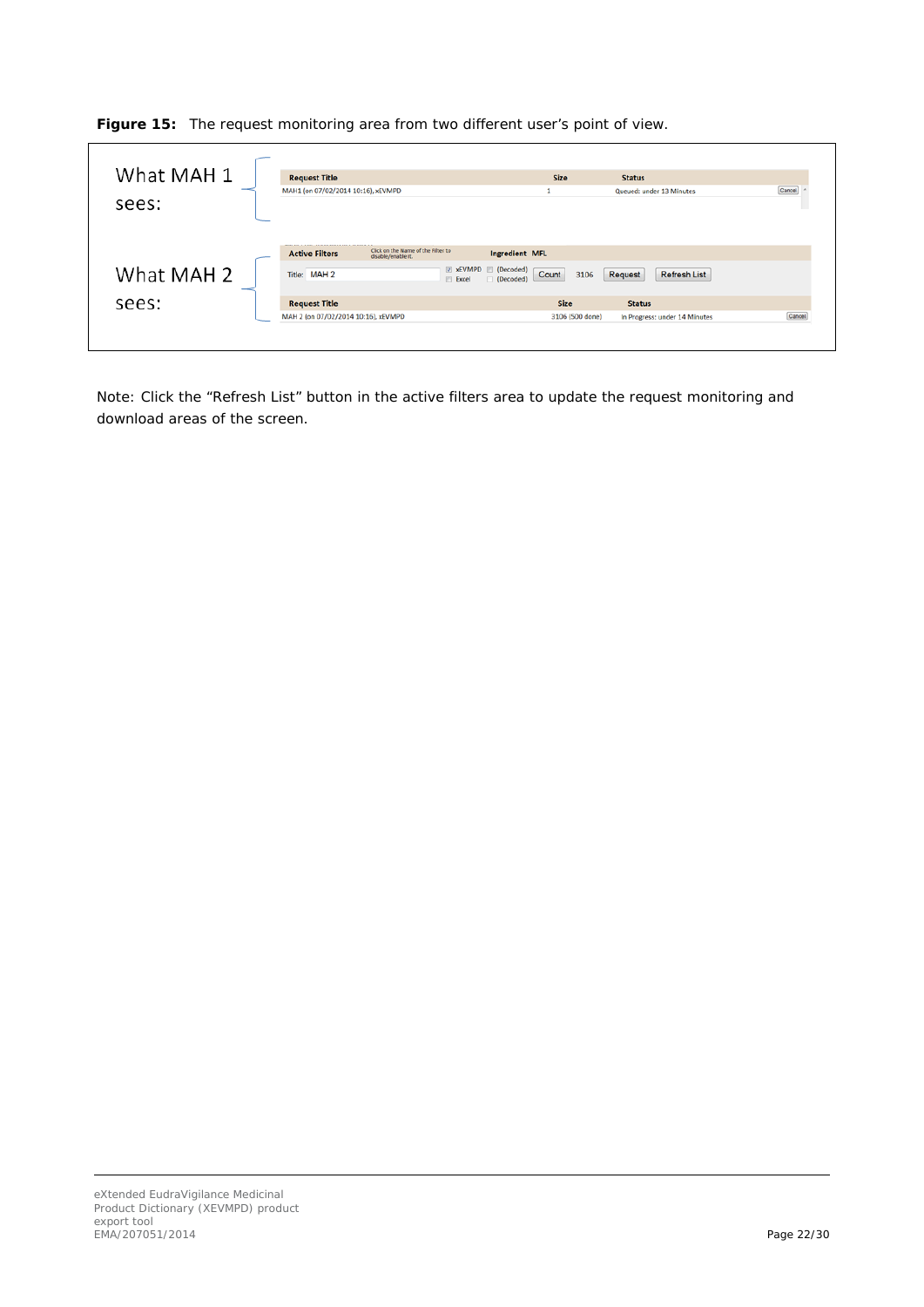**Figure 15:** The request monitoring area from two different user's point of view.

What MAH 1 sees:

| Request Title | Size | Status | |
|---|---|---|---|
| MAH1 (on 07/02/2014 10:16), xEVMPD | 1 | Queued: under 13 Minutes | Cancel |

What MAH 2 sees:

Active Filters — Click on the Name of the Filter to disable/enable it. — Ingredient MFL

Title: MAH 2 — xEVMPD (Decoded) — Excel (Decoded) — Count — 3106 — Request — Refresh List

| Request Title | Size | Status | |
|---|---|---|---|
| MAH 2 (on 07/02/2014 10:16), xEVMPD | 3106 (500 done) | In Progress: under 14 Minutes | Cancel |

Note: Click the "Refresh List" button in the active filters area to update the request monitoring and download areas of the screen.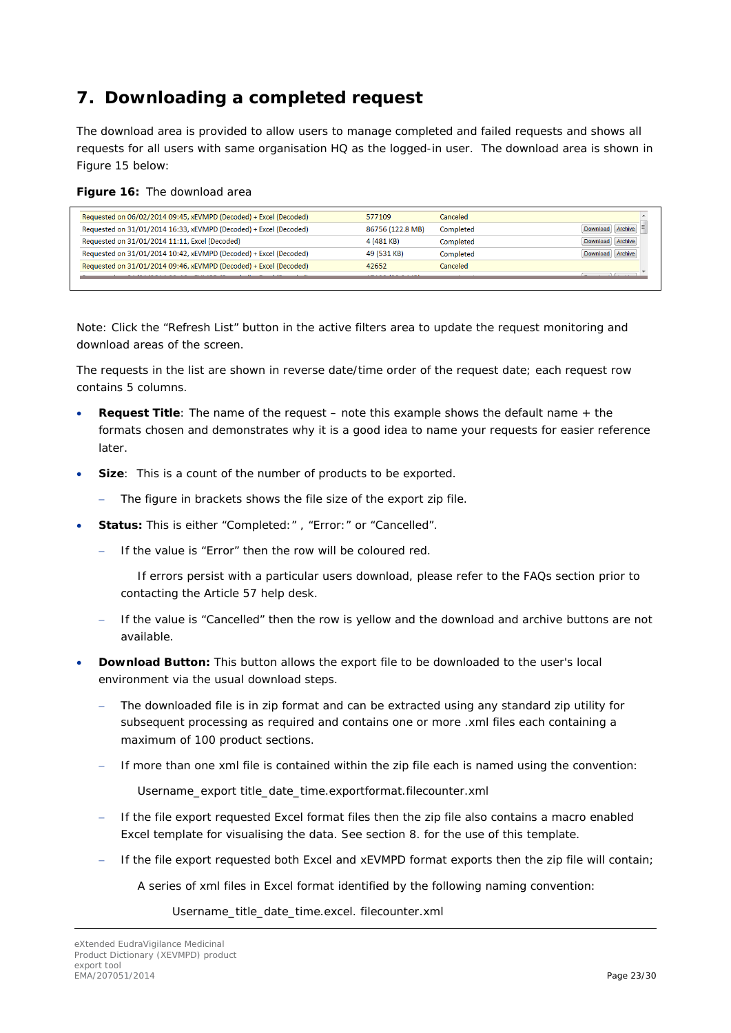# 7. Downloading a completed request

The download area is provided to allow users to manage completed and failed requests and shows all requests for all users with same organisation HQ as the logged-in user. The download area is shown in Figure 15 below:

**Figure 16:** The download area

| | | | |
|---|---|---|---|
| Requested on 06/02/2014 09:45, xEVMPD (Decoded) + Excel (Decoded) | 577109 | Canceled | |
| Requested on 31/01/2014 16:33, xEVMPD (Decoded) + Excel (Decoded) | 86756 (122.8 MB) | Completed | Download Archive |
| Requested on 31/01/2014 11:11, Excel (Decoded) | 4 (481 KB) | Completed | Download Archive |
| Requested on 31/01/2014 10:42, xEVMPD (Decoded) + Excel (Decoded) | 49 (531 KB) | Completed | Download Archive |
| Requested on 31/01/2014 09:46, xEVMPD (Decoded) + Excel (Decoded) | 42652 | Canceled | |

Note: Click the "Refresh List" button in the active filters area to update the request monitoring and download areas of the screen.

The requests in the list are shown in reverse date/time order of the request date; each request row contains 5 columns.

- **Request Title**: The name of the request – note this example shows the default name + the formats chosen and demonstrates why it is a good idea to name your requests for easier reference later.
- **Size**: This is a count of the number of products to be exported.
  - The figure in brackets shows the file size of the export zip file.
- **Status:** This is either "Completed:" , "Error:" or "Cancelled".
  - If the value is "Error" then the row will be coloured red.

    If errors persist with a particular users download, please refer to the FAQs section prior to contacting the Article 57 help desk.
  - If the value is "Cancelled" then the row is yellow and the download and archive buttons are not available.
- **Download Button:** This button allows the export file to be downloaded to the user's local environment via the usual download steps.
  - The downloaded file is in zip format and can be extracted using any standard zip utility for subsequent processing as required and contains one or more .xml files each containing a maximum of 100 product sections.
  - If more than one xml file is contained within the zip file each is named using the convention:

    Username_export title_date_time.exportformat.filecounter.xml
  - If the file export requested Excel format files then the zip file also contains a macro enabled Excel template for visualising the data. See section 8. for the use of this template.
  - If the file export requested both Excel and xEVMPD format exports then the zip file will contain;

    A series of xml files in Excel format identified by the following naming convention:

    Username_title_date_time.excel. filecounter.xml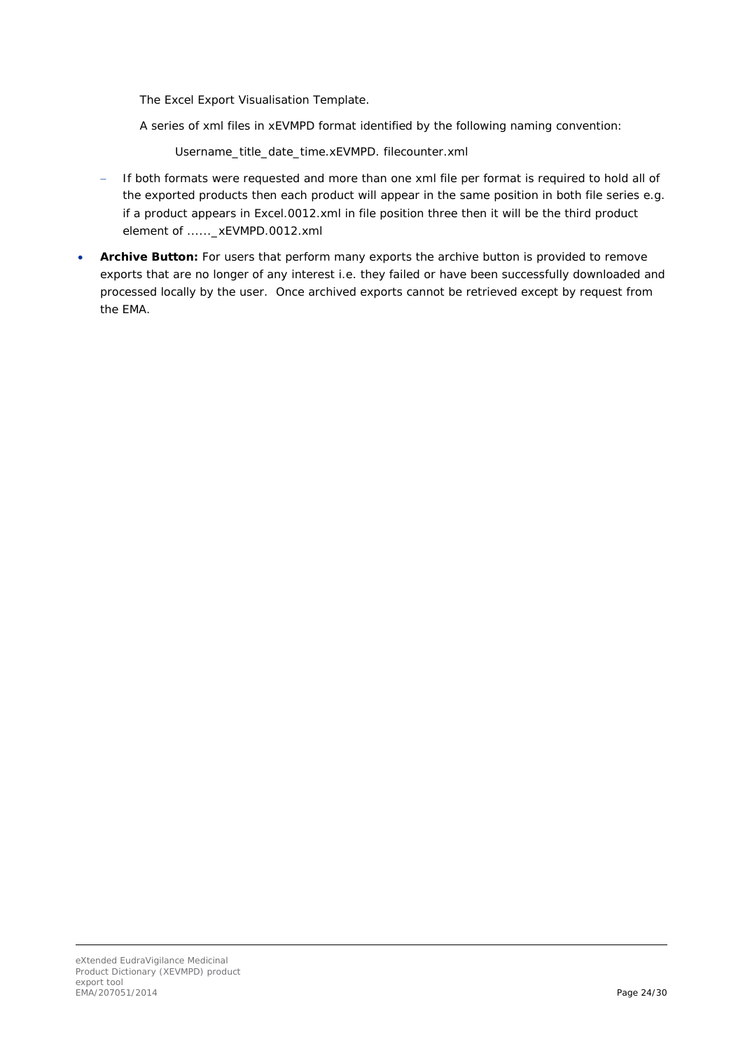The Excel Export Visualisation Template.

A series of xml files in xEVMPD format identified by the following naming convention:

Username_title_date_time.xEVMPD. filecounter.xml

- If both formats were requested and more than one xml file per format is required to hold all of the exported products then each product will appear in the same position in both file series e.g. if a product appears in Excel.0012.xml in file position three then it will be the third product element of ......_xEVMPD.0012.xml

- **Archive Button:** For users that perform many exports the archive button is provided to remove exports that are no longer of any interest i.e. they failed or have been successfully downloaded and processed locally by the user. Once archived exports cannot be retrieved except by request from the EMA.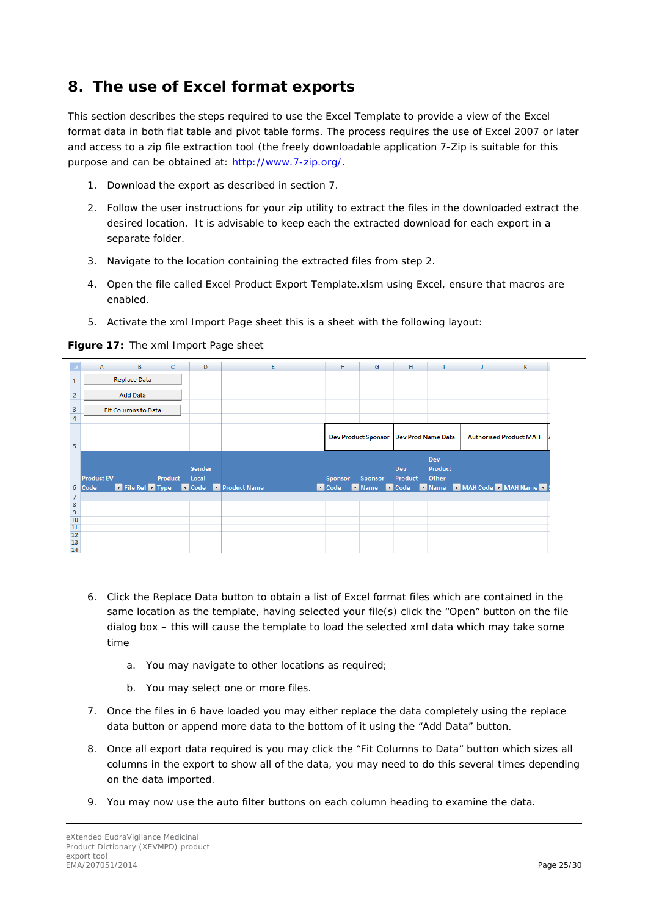# 8. The use of Excel format exports

This section describes the steps required to use the Excel Template to provide a view of the Excel format data in both flat table and pivot table forms. The process requires the use of Excel 2007 or later and access to a zip file extraction tool (the freely downloadable application 7-Zip is suitable for this purpose and can be obtained at: http://www.7-zip.org/.

1. Download the export as described in section 7.
2. Follow the user instructions for your zip utility to extract the files in the downloaded extract the desired location. It is advisable to keep each the extracted download for each export in a separate folder.
3. Navigate to the location containing the extracted files from step 2.
4. Open the file called Excel Product Export Template.xlsm using Excel, ensure that macros are enabled.
5. Activate the xml Import Page sheet this is a sheet with the following layout:

**Figure 17:** The xml Import Page sheet

6. Click the Replace Data button to obtain a list of Excel format files which are contained in the same location as the template, having selected your file(s) click the "Open" button on the file dialog box – this will cause the template to load the selected xml data which may take some time
   a. You may navigate to other locations as required;
   b. You may select one or more files.
7. Once the files in 6 have loaded you may either replace the data completely using the replace data button or append more data to the bottom of it using the "Add Data" button.
8. Once all export data required is you may click the "Fit Columns to Data" button which sizes all columns in the export to show all of the data, you may need to do this several times depending on the data imported.
9. You may now use the auto filter buttons on each column heading to examine the data.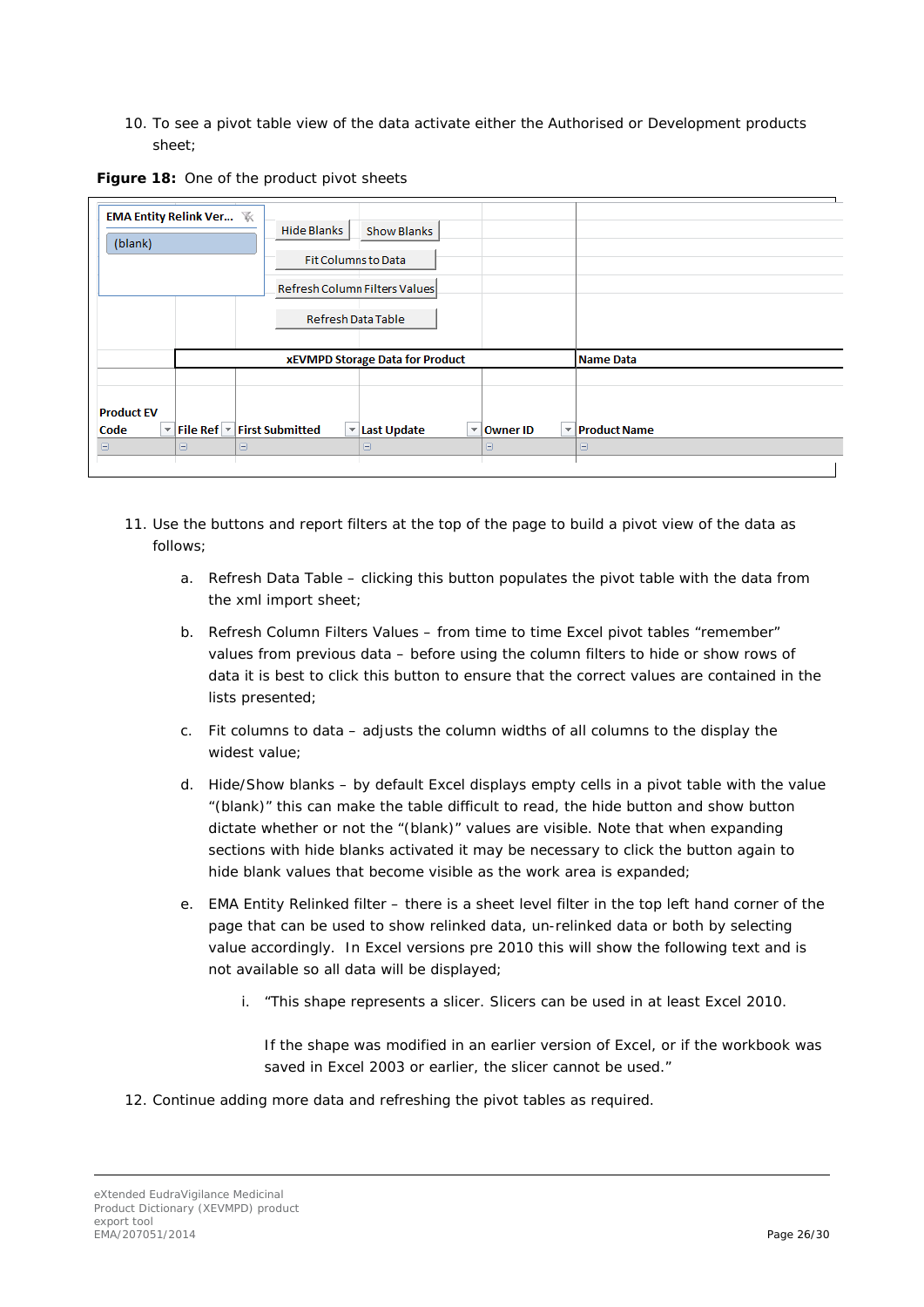10. To see a pivot table view of the data activate either the Authorised or Development products sheet;

**Figure 18:** One of the product pivot sheets

| EMA Entity Relink Ver... | | Hide Blanks | Show Blanks | | |
|---|---|---|---|---|---|
| (blank) | | Fit Columns to Data | | | |
| | | Refresh Column Filters Values | | | |
| | | Refresh Data Table | | | |
| | xEVMPD Storage Data for Product | | | | Name Data |
| Product EV Code | File Ref | First Submitted | Last Update | Owner ID | Product Name |

11. Use the buttons and report filters at the top of the page to build a pivot view of the data as follows;

    a. Refresh Data Table – clicking this button populates the pivot table with the data from the xml import sheet;

    b. Refresh Column Filters Values – from time to time Excel pivot tables "remember" values from previous data – before using the column filters to hide or show rows of data it is best to click this button to ensure that the correct values are contained in the lists presented;

    c. Fit columns to data – adjusts the column widths of all columns to the display the widest value;

    d. Hide/Show blanks – by default Excel displays empty cells in a pivot table with the value "(blank)" this can make the table difficult to read, the hide button and show button dictate whether or not the "(blank)" values are visible. Note that when expanding sections with hide blanks activated it may be necessary to click the button again to hide blank values that become visible as the work area is expanded;

    e. EMA Entity Relinked filter – there is a sheet level filter in the top left hand corner of the page that can be used to show relinked data, un-relinked data or both by selecting value accordingly. In Excel versions pre 2010 this will show the following text and is not available so all data will be displayed;

        i. "This shape represents a slicer. Slicers can be used in at least Excel 2010.

           If the shape was modified in an earlier version of Excel, or if the workbook was saved in Excel 2003 or earlier, the slicer cannot be used."

12. Continue adding more data and refreshing the pivot tables as required.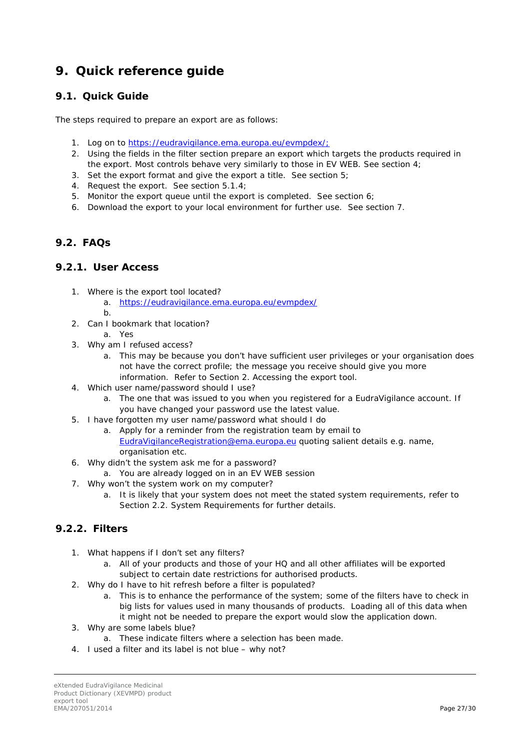# 9. Quick reference guide

## 9.1. Quick Guide

The steps required to prepare an export are as follows:

1. Log on to https://eudravigilance.ema.europa.eu/evmpdex/;
2. Using the fields in the filter section prepare an export which targets the products required in the export. Most controls behave very similarly to those in EV WEB. See section 4;
3. Set the export format and give the export a title. See section 5;
4. Request the export. See section 5.1.4;
5. Monitor the export queue until the export is completed. See section 6;
6. Download the export to your local environment for further use. See section 7.

## 9.2. FAQs

### 9.2.1. User Access

1. Where is the export tool located?
   a. https://eudravigilance.ema.europa.eu/evmpdex/
   b.
2. Can I bookmark that location?
   a. Yes
3. Why am I refused access?
   a. This may be because you don't have sufficient user privileges or your organisation does not have the correct profile; the message you receive should give you more information. Refer to Section 2. Accessing the export tool.
4. Which user name/password should I use?
   a. The one that was issued to you when you registered for a EudraVigilance account. If you have changed your password use the latest value.
5. I have forgotten my user name/password what should I do
   a. Apply for a reminder from the registration team by email to EudraVigilanceRegistration@ema.europa.eu quoting salient details e.g. name, organisation etc.
6. Why didn't the system ask me for a password?
   a. You are already logged on in an EV WEB session
7. Why won't the system work on my computer?
   a. It is likely that your system does not meet the stated system requirements, refer to Section 2.2. System Requirements for further details.

### 9.2.2. Filters

1. What happens if I don't set any filters?
   a. All of your products and those of your HQ and all other affiliates will be exported subject to certain date restrictions for authorised products.
2. Why do I have to hit refresh before a filter is populated?
   a. This is to enhance the performance of the system; some of the filters have to check in big lists for values used in many thousands of products. Loading all of this data when it might not be needed to prepare the export would slow the application down.
3. Why are some labels blue?
   a. These indicate filters where a selection has been made.
4. I used a filter and its label is not blue – why not?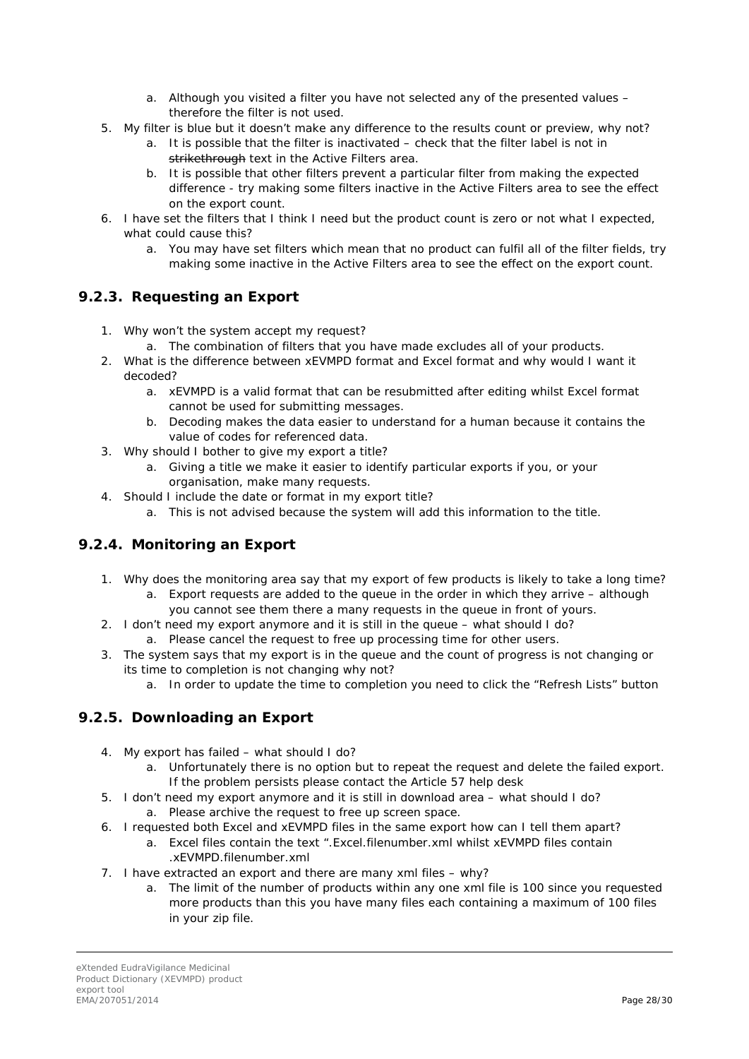a. Although you visited a filter you have not selected any of the presented values – therefore the filter is not used.

5. My filter is blue but it doesn't make any difference to the results count or preview, why not?
   a. It is possible that the filter is inactivated – check that the filter label is not in ~~strikethrough~~ text in the Active Filters area.
   b. It is possible that other filters prevent a particular filter from making the expected difference - try making some filters inactive in the Active Filters area to see the effect on the export count.
6. I have set the filters that I think I need but the product count is zero or not what I expected, what could cause this?
   a. You may have set filters which mean that no product can fulfil all of the filter fields, try making some inactive in the Active Filters area to see the effect on the export count.

### 9.2.3. Requesting an Export

1. Why won't the system accept my request?
   a. The combination of filters that you have made excludes all of your products.
2. What is the difference between xEVMPD format and Excel format and why would I want it decoded?
   a. xEVMPD is a valid format that can be resubmitted after editing whilst Excel format cannot be used for submitting messages.
   b. Decoding makes the data easier to understand for a human because it contains the value of codes for referenced data.
3. Why should I bother to give my export a title?
   a. Giving a title we make it easier to identify particular exports if you, or your organisation, make many requests.
4. Should I include the date or format in my export title?
   a. This is not advised because the system will add this information to the title.

### 9.2.4. Monitoring an Export

1. Why does the monitoring area say that my export of few products is likely to take a long time?
   a. Export requests are added to the queue in the order in which they arrive – although you cannot see them there a many requests in the queue in front of yours.
2. I don't need my export anymore and it is still in the queue – what should I do?
   a. Please cancel the request to free up processing time for other users.
3. The system says that my export is in the queue and the count of progress is not changing or its time to completion is not changing why not?
   a. In order to update the time to completion you need to click the "Refresh Lists" button

### 9.2.5. Downloading an Export

4. My export has failed – what should I do?
   a. Unfortunately there is no option but to repeat the request and delete the failed export. If the problem persists please contact the Article 57 help desk
5. I don't need my export anymore and it is still in download area – what should I do?
   a. Please archive the request to free up screen space.
6. I requested both Excel and xEVMPD files in the same export how can I tell them apart?
   a. Excel files contain the text ".Excel.filenumber.xml whilst xEVMPD files contain .xEVMPD.filenumber.xml
7. I have extracted an export and there are many xml files – why?
   a. The limit of the number of products within any one xml file is 100 since you requested more products than this you have many files each containing a maximum of 100 files in your zip file.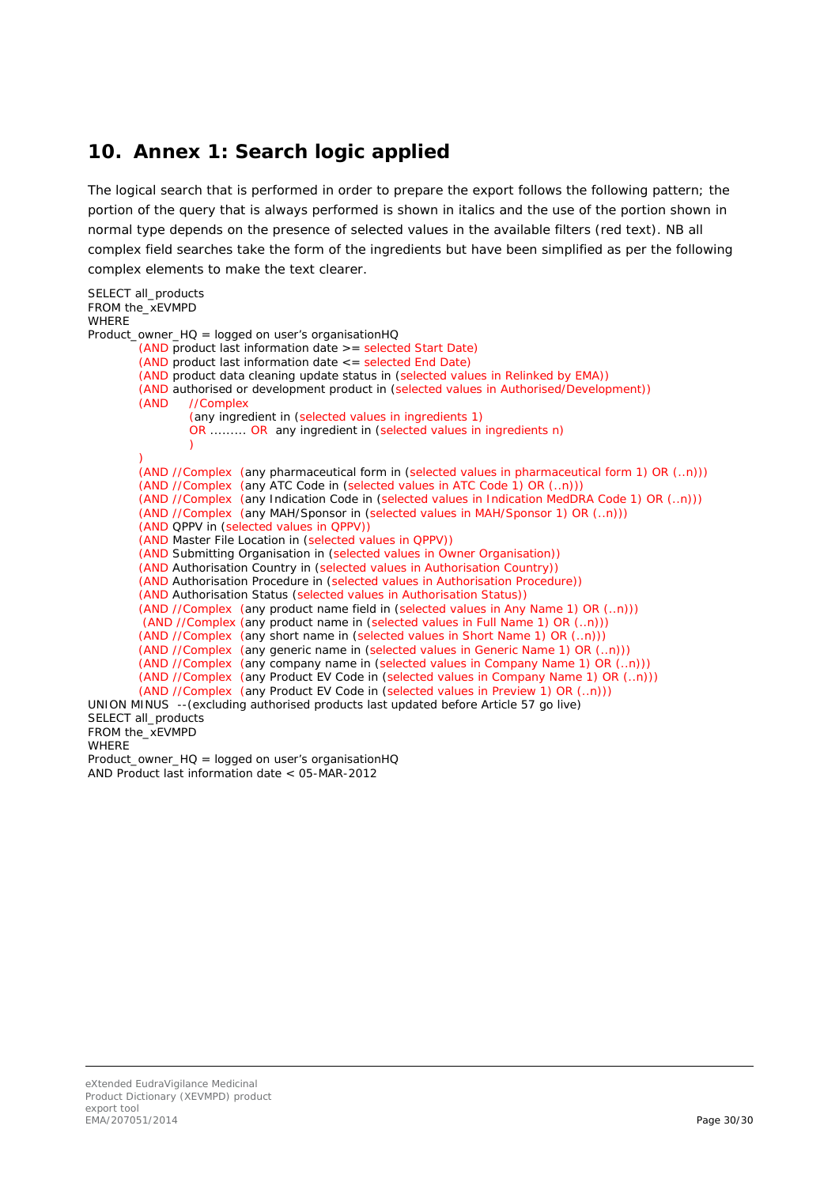## 10. Annex 1: Search logic applied

The logical search that is performed in order to prepare the export follows the following pattern; the portion of the query that is always performed is shown in italics and the use of the portion shown in normal type depends on the presence of selected values in the available filters (red text). NB all complex field searches take the form of the ingredients but have been simplified as per the following complex elements to make the text clearer.

```
SELECT all_products
FROM the_xEVMPD
WHERE
Product_owner_HQ = logged on user's organisationHQ
        (AND product last information date >= selected Start Date)
        (AND product last information date <= selected End Date)
        (AND product data cleaning update status in (selected values in Relinked by EMA))
        (AND authorised or development product in (selected values in Authorised/Development))
        (AND    //Complex
                (any ingredient in (selected values in ingredients 1)
                OR ......... OR  any ingredient in (selected values in ingredients n)
                )
        )
        (AND //Complex  (any pharmaceutical form in (selected values in pharmaceutical form 1) OR (..n)))
        (AND //Complex  (any ATC Code in (selected values in ATC Code 1) OR (..n)))
        (AND //Complex  (any Indication Code in (selected values in Indication MedDRA Code 1) OR (..n)))
        (AND //Complex  (any MAH/Sponsor in (selected values in MAH/Sponsor 1) OR (..n)))
        (AND QPPV in (selected values in QPPV))
        (AND Master File Location in (selected values in QPPV))
        (AND Submitting Organisation in (selected values in Owner Organisation))
        (AND Authorisation Country in (selected values in Authorisation Country))
        (AND Authorisation Procedure in (selected values in Authorisation Procedure))
        (AND Authorisation Status (selected values in Authorisation Status))
        (AND //Complex  (any product name field in (selected values in Any Name 1) OR (..n)))
         (AND //Complex (any product name in (selected values in Full Name 1) OR (..n)))
        (AND //Complex  (any short name in (selected values in Short Name 1) OR (..n)))
        (AND //Complex  (any generic name in (selected values in Generic Name 1) OR (..n)))
        (AND //Complex  (any company name in (selected values in Company Name 1) OR (..n)))
        (AND //Complex  (any Product EV Code in (selected values in Company Name 1) OR (..n)))
        (AND //Complex  (any Product EV Code in (selected values in Preview 1) OR (..n)))
UNION MINUS  --(excluding authorised products last updated before Article 57 go live)
SELECT all_products
FROM the_xEVMPD
WHERE
Product_owner_HQ = logged on user's organisationHQ
AND Product last information date < 05-MAR-2012
```